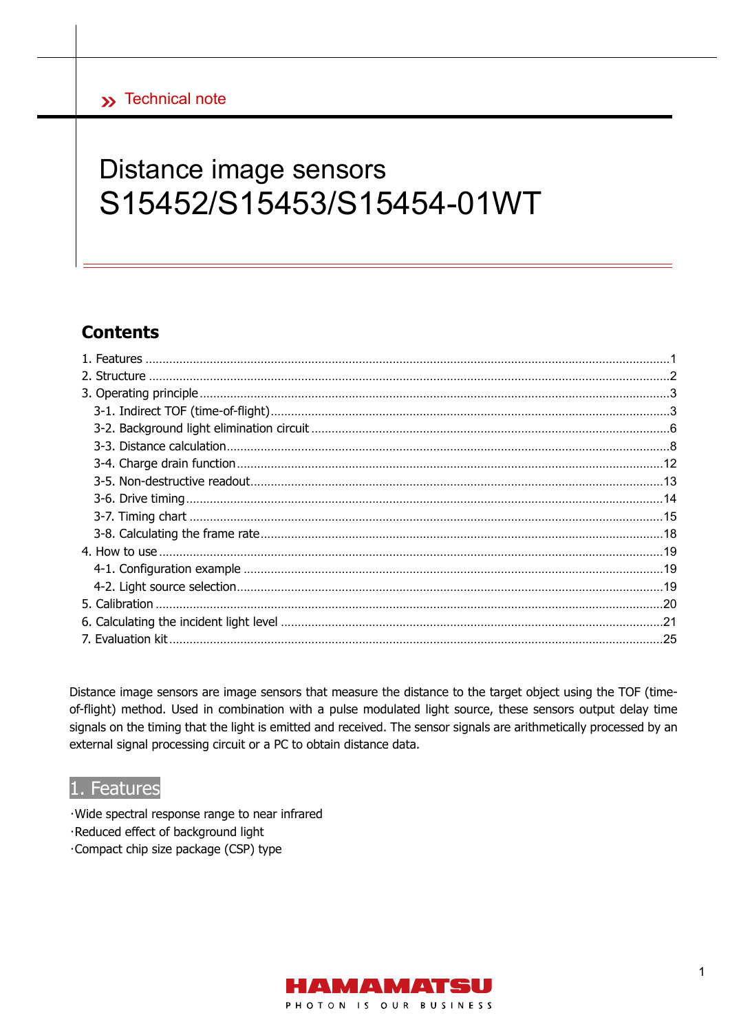Technical note

# Distance image sensors
# S15452/S15453/S15454-01WT

## Contents

1. Features ........................................................................ 1
2. Structure ........................................................................ 2
3. Operating principle ........................................................................ 3
   - 3-1. Indirect TOF (time-of-flight) ........................................................................ 3
   - 3-2. Background light elimination circuit ........................................................................ 6
   - 3-3. Distance calculation ........................................................................ 8
   - 3-4. Charge drain function ........................................................................ 12
   - 3-5. Non-destructive readout ........................................................................ 13
   - 3-6. Drive timing ........................................................................ 14
   - 3-7. Timing chart ........................................................................ 15
   - 3-8. Calculating the frame rate ........................................................................ 18
4. How to use ........................................................................ 19
   - 4-1. Configuration example ........................................................................ 19
   - 4-2. Light source selection ........................................................................ 19
5. Calibration ........................................................................ 20
6. Calculating the incident light level ........................................................................ 21
7. Evaluation kit ........................................................................ 25

Distance image sensors are image sensors that measure the distance to the target object using the TOF (time-of-flight) method. Used in combination with a pulse modulated light source, these sensors output delay time signals on the timing that the light is emitted and received. The sensor signals are arithmetically processed by an external signal processing circuit or a PC to obtain distance data.

## 1. Features

- Wide spectral response range to near infrared
- Reduced effect of background light
- Compact chip size package (CSP) type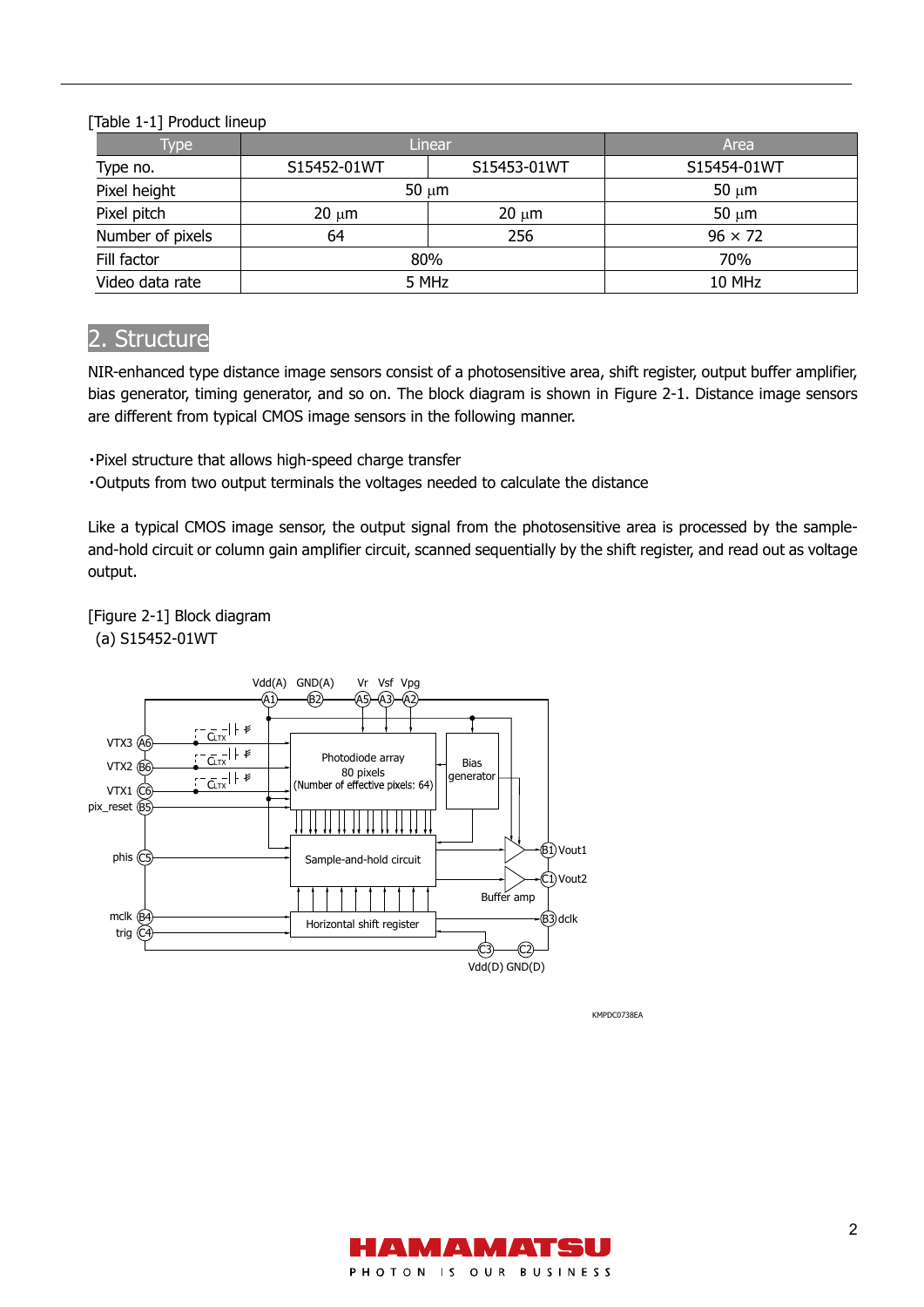[Table 1-1] Product lineup

| Type | Linear | | Area |
|---|---|---|---|
| Type no. | S15452-01WT | S15453-01WT | S15454-01WT |
| Pixel height | 50 μm | | 50 μm |
| Pixel pitch | 20 μm | 20 μm | 50 μm |
| Number of pixels | 64 | 256 | 96 × 72 |
| Fill factor | 80% | | 70% |
| Video data rate | 5 MHz | | 10 MHz |

## 2. Structure

NIR-enhanced type distance image sensors consist of a photosensitive area, shift register, output buffer amplifier, bias generator, timing generator, and so on. The block diagram is shown in Figure 2-1. Distance image sensors are different from typical CMOS image sensors in the following manner.

・Pixel structure that allows high-speed charge transfer
・Outputs from two output terminals the voltages needed to calculate the distance

Like a typical CMOS image sensor, the output signal from the photosensitive area is processed by the sample-and-hold circuit or column gain amplifier circuit, scanned sequentially by the shift register, and read out as voltage output.

[Figure 2-1] Block diagram
(a) S15452-01WT

Vdd(A) GND(A) Vr Vsf Vpg
A1 B2 A5 A3 A2

VTX3 A6
VTX2 B6
VTX1 C6
pix_reset B5
phis C5
mclk B4
trig C4

CLTX

Photodiode array
80 pixels
(Number of effective pixels: 64)

Bias generator

Sample-and-hold circuit

Horizontal shift register

Buffer amp

B1 Vout1
C1 Vout2
B3 dclk

C3 C2
Vdd(D) GND(D)

KMPDC0738EA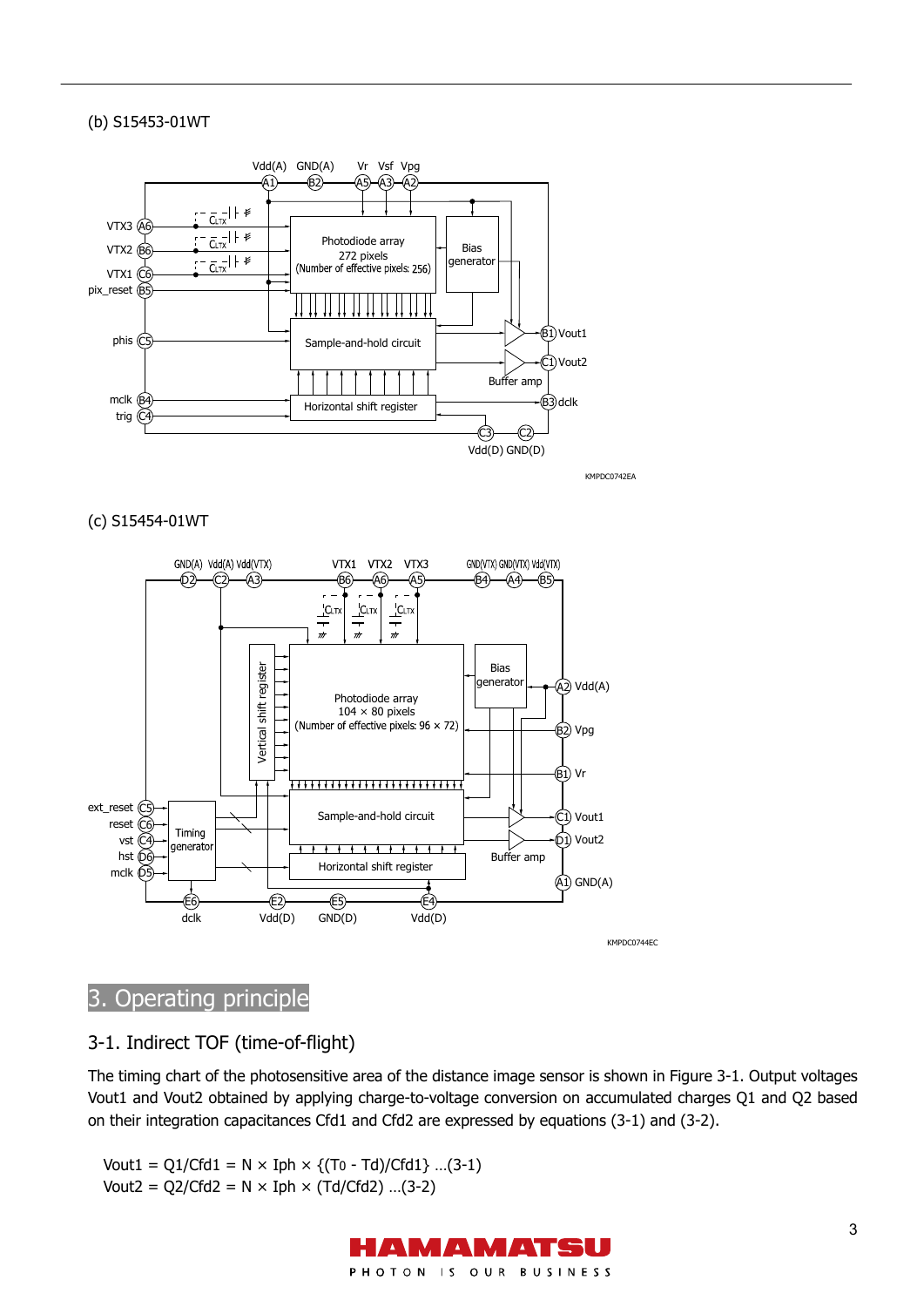(b) S15453-01WT

KMPDC0742EA

(c) S15454-01WT

KMPDC0744EC

# 3. Operating principle

## 3-1. Indirect TOF (time-of-flight)

The timing chart of the photosensitive area of the distance image sensor is shown in Figure 3-1. Output voltages Vout1 and Vout2 obtained by applying charge-to-voltage conversion on accumulated charges Q1 and Q2 based on their integration capacitances Cfd1 and Cfd2 are expressed by equations (3-1) and (3-2).

$$Vout1 = Q1/Cfd1 = N \times Iph \times \{(T_0 - Td)/Cfd1\} \quad \text{...(3-1)}$$

$$Vout2 = Q2/Cfd2 = N \times Iph \times (Td/Cfd2) \quad \text{...(3-2)}$$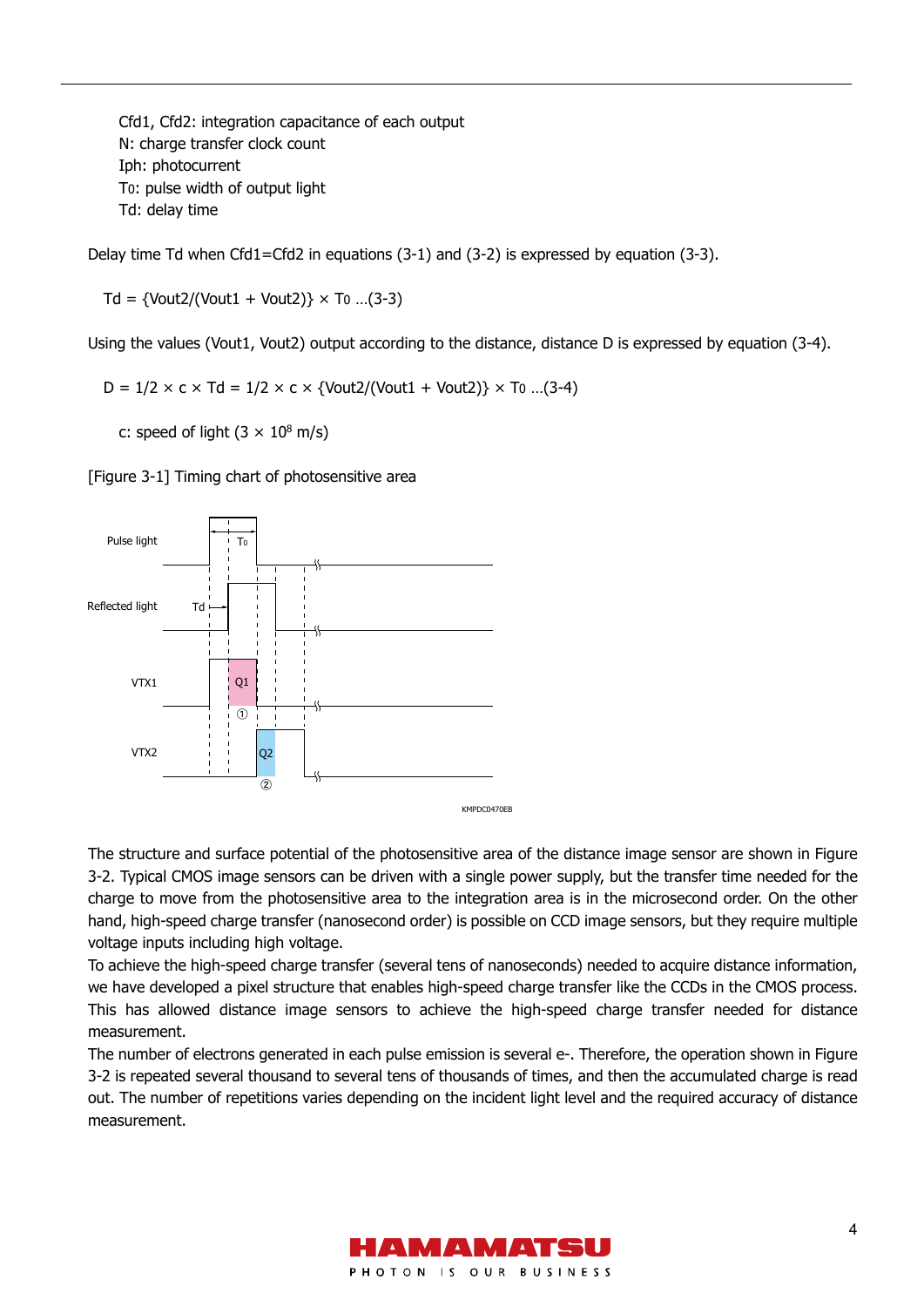Cfd1, Cfd2: integration capacitance of each output
N: charge transfer clock count
Iph: photocurrent
$T_0$: pulse width of output light
Td: delay time

Delay time Td when Cfd1=Cfd2 in equations (3-1) and (3-2) is expressed by equation (3-3).

$$Td = \{Vout2/(Vout1 + Vout2)\} \times T_0 \quad \ldots(3\text{-}3)$$

Using the values (Vout1, Vout2) output according to the distance, distance D is expressed by equation (3-4).

$$D = 1/2 \times c \times Td = 1/2 \times c \times \{Vout2/(Vout1 + Vout2)\} \times T_0 \quad \ldots(3\text{-}4)$$

c: speed of light ($3 \times 10^8$ m/s)

[Figure 3-1] Timing chart of photosensitive area

Pulse light, Reflected light, VTX1, VTX2, $T_0$, Td, Q1 ①, Q2 ②

KMPDC0470EB

The structure and surface potential of the photosensitive area of the distance image sensor are shown in Figure 3-2. Typical CMOS image sensors can be driven with a single power supply, but the transfer time needed for the charge to move from the photosensitive area to the integration area is in the microsecond order. On the other hand, high-speed charge transfer (nanosecond order) is possible on CCD image sensors, but they require multiple voltage inputs including high voltage.

To achieve the high-speed charge transfer (several tens of nanoseconds) needed to acquire distance information, we have developed a pixel structure that enables high-speed charge transfer like the CCDs in the CMOS process. This has allowed distance image sensors to achieve the high-speed charge transfer needed for distance measurement.

The number of electrons generated in each pulse emission is several e-. Therefore, the operation shown in Figure 3-2 is repeated several thousand to several tens of thousands of times, and then the accumulated charge is read out. The number of repetitions varies depending on the incident light level and the required accuracy of distance measurement.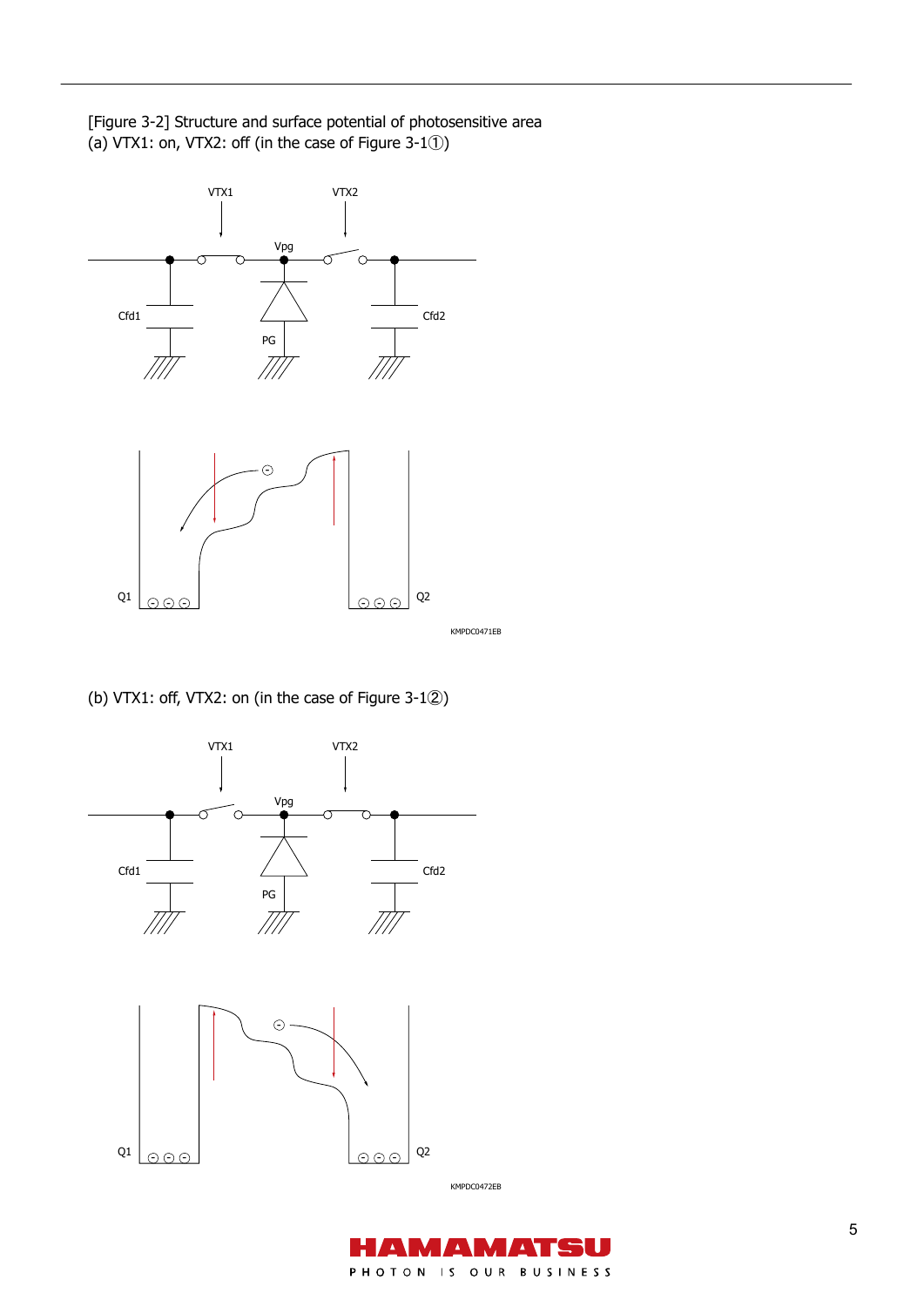[Figure 3-2] Structure and surface potential of photosensitive area

(a) VTX1: on, VTX2: off (in the case of Figure 3-1①)

KMPDC0471EB

(b) VTX1: off, VTX2: on (in the case of Figure 3-1②)

KMPDC0472EB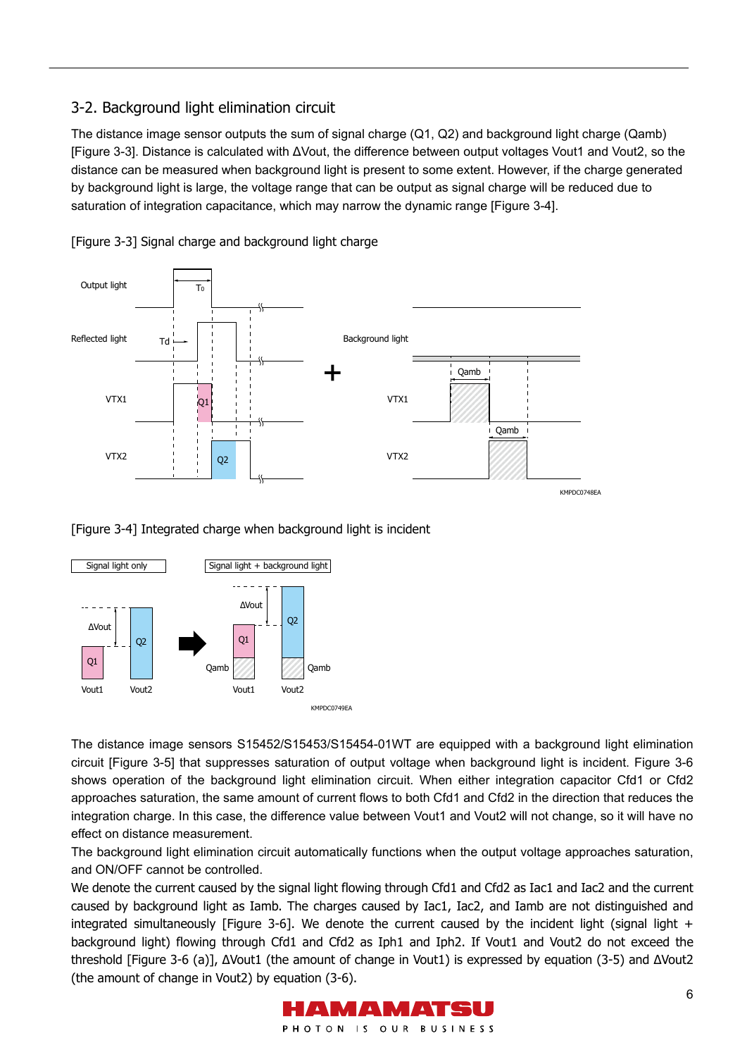## 3-2. Background light elimination circuit

The distance image sensor outputs the sum of signal charge (Q1, Q2) and background light charge (Qamb) [Figure 3-3]. Distance is calculated with ΔVout, the difference between output voltages Vout1 and Vout2, so the distance can be measured when background light is present to some extent. However, if the charge generated by background light is large, the voltage range that can be output as signal charge will be reduced due to saturation of integration capacitance, which may narrow the dynamic range [Figure 3-4].

[Figure 3-3] Signal charge and background light charge

[Figure 3-4] Integrated charge when background light is incident

The distance image sensors S15452/S15453/S15454-01WT are equipped with a background light elimination circuit [Figure 3-5] that suppresses saturation of output voltage when background light is incident. Figure 3-6 shows operation of the background light elimination circuit. When either integration capacitor Cfd1 or Cfd2 approaches saturation, the same amount of current flows to both Cfd1 and Cfd2 in the direction that reduces the integration charge. In this case, the difference value between Vout1 and Vout2 will not change, so it will have no effect on distance measurement.

The background light elimination circuit automatically functions when the output voltage approaches saturation, and ON/OFF cannot be controlled.

We denote the current caused by the signal light flowing through Cfd1 and Cfd2 as Iac1 and Iac2 and the current caused by background light as Iamb. The charges caused by Iac1, Iac2, and Iamb are not distinguished and integrated simultaneously [Figure 3-6]. We denote the current caused by the incident light (signal light + background light) flowing through Cfd1 and Cfd2 as Iph1 and Iph2. If Vout1 and Vout2 do not exceed the threshold [Figure 3-6 (a)], ΔVout1 (the amount of change in Vout1) is expressed by equation (3-5) and ΔVout2 (the amount of change in Vout2) by equation (3-6).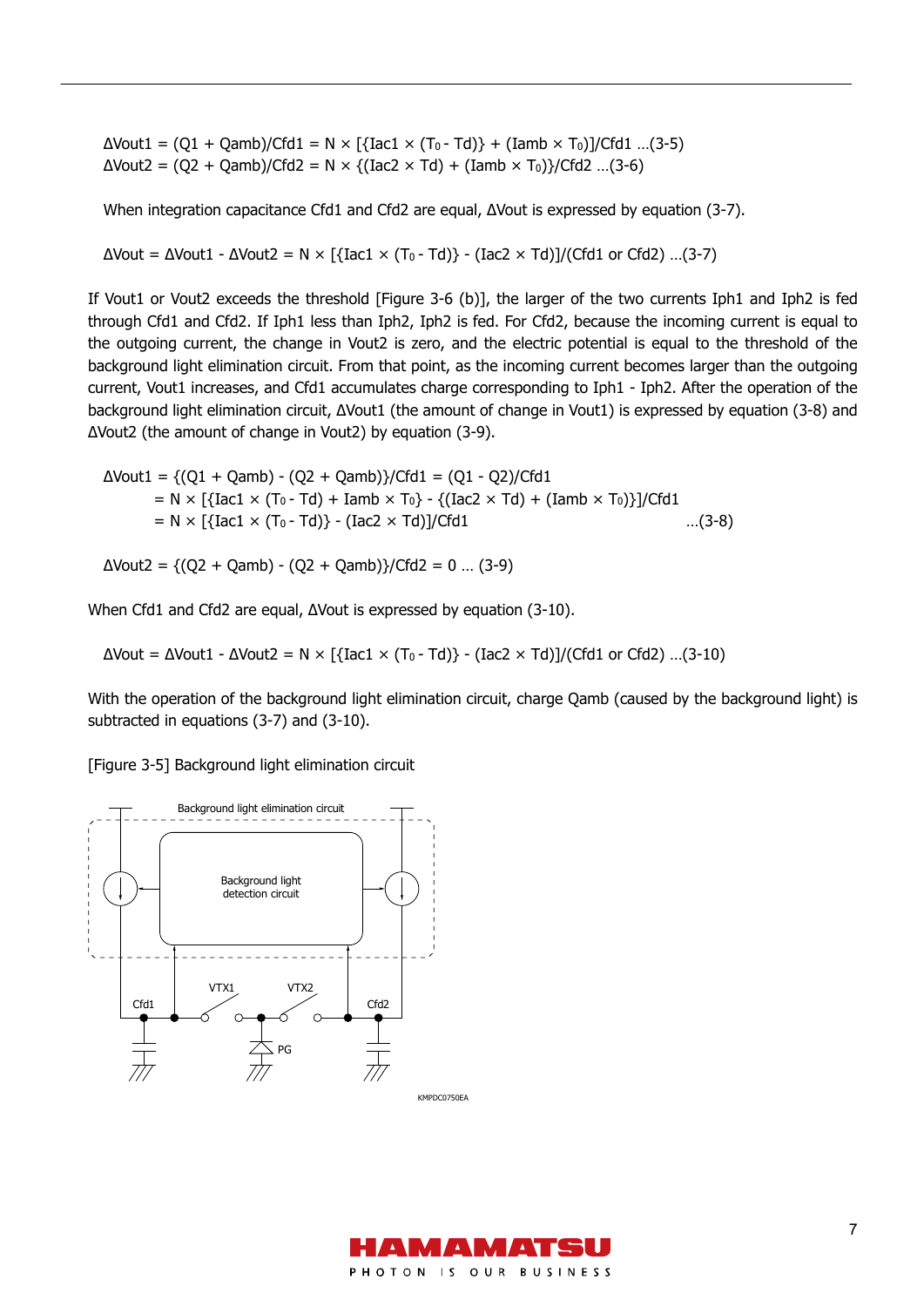$$\Delta Vout1 = (Q1 + Qamb)/Cfd1 = N \times [\{Iac1 \times (T_0 - Td)\} + (Iamb \times T_0)]/Cfd1 \quad ...(3\text{-}5)$$

$$\Delta Vout2 = (Q2 + Qamb)/Cfd2 = N \times \{(Iac2 \times Td) + (Iamb \times T_0)\}/Cfd2 \quad ...(3\text{-}6)$$

When integration capacitance Cfd1 and Cfd2 are equal, ΔVout is expressed by equation (3-7).

$$\Delta Vout = \Delta Vout1 - \Delta Vout2 = N \times [\{Iac1 \times (T_0 - Td)\} - (Iac2 \times Td)]/(Cfd1 \text{ or } Cfd2) \quad ...(3\text{-}7)$$

If Vout1 or Vout2 exceeds the threshold [Figure 3-6 (b)], the larger of the two currents Iph1 and Iph2 is fed through Cfd1 and Cfd2. If Iph1 less than Iph2, Iph2 is fed. For Cfd2, because the incoming current is equal to the outgoing current, the change in Vout2 is zero, and the electric potential is equal to the threshold of the background light elimination circuit. From that point, as the incoming current becomes larger than the outgoing current, Vout1 increases, and Cfd1 accumulates charge corresponding to Iph1 - Iph2. After the operation of the background light elimination circuit, ΔVout1 (the amount of change in Vout1) is expressed by equation (3-8) and ΔVout2 (the amount of change in Vout2) by equation (3-9).

$$\begin{aligned}\Delta Vout1 &= \{(Q1 + Qamb) - (Q2 + Qamb)\}/Cfd1 = (Q1 - Q2)/Cfd1 \\ &= N \times [\{Iac1 \times (T_0 - Td) + Iamb \times T_0\} - \{(Iac2 \times Td) + (Iamb \times T_0)\}]/Cfd1 \\ &= N \times [\{Iac1 \times (T_0 - Td)\} - (Iac2 \times Td)]/Cfd1 \quad ...(3\text{-}8)\end{aligned}$$

$$\Delta Vout2 = \{(Q2 + Qamb) - (Q2 + Qamb)\}/Cfd2 = 0 \quad ...(3\text{-}9)$$

When Cfd1 and Cfd2 are equal, ΔVout is expressed by equation (3-10).

$$\Delta Vout = \Delta Vout1 - \Delta Vout2 = N \times [\{Iac1 \times (T_0 - Td)\} - (Iac2 \times Td)]/(Cfd1 \text{ or } Cfd2) \quad ...(3\text{-}10)$$

With the operation of the background light elimination circuit, charge Qamb (caused by the background light) is subtracted in equations (3-7) and (3-10).

[Figure 3-5] Background light elimination circuit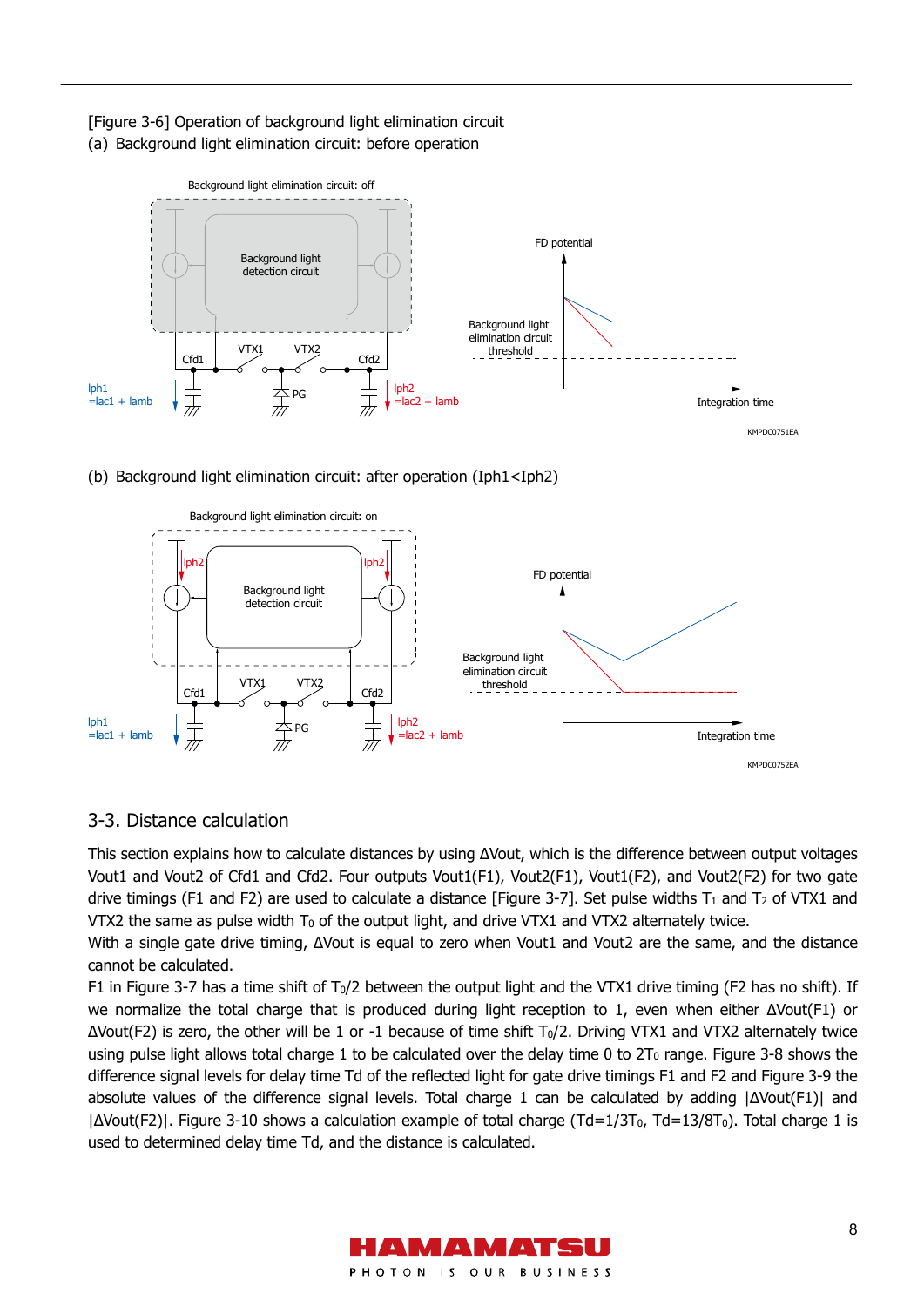[Figure 3-6] Operation of background light elimination circuit

(a) Background light elimination circuit: before operation

(b) Background light elimination circuit: after operation (Iph1<Iph2)

## 3-3. Distance calculation

This section explains how to calculate distances by using ΔVout, which is the difference between output voltages Vout1 and Vout2 of Cfd1 and Cfd2. Four outputs Vout1(F1), Vout2(F1), Vout1(F2), and Vout2(F2) for two gate drive timings (F1 and F2) are used to calculate a distance [Figure 3-7]. Set pulse widths $T_1$ and $T_2$ of VTX1 and VTX2 the same as pulse width $T_0$ of the output light, and drive VTX1 and VTX2 alternately twice.

With a single gate drive timing, ΔVout is equal to zero when Vout1 and Vout2 are the same, and the distance cannot be calculated.

F1 in Figure 3-7 has a time shift of $T_0/2$ between the output light and the VTX1 drive timing (F2 has no shift). If we normalize the total charge that is produced during light reception to 1, even when either ΔVout(F1) or ΔVout(F2) is zero, the other will be 1 or -1 because of time shift $T_0/2$. Driving VTX1 and VTX2 alternately twice using pulse light allows total charge 1 to be calculated over the delay time 0 to $2T_0$ range. Figure 3-8 shows the difference signal levels for delay time Td of the reflected light for gate drive timings F1 and F2 and Figure 3-9 the absolute values of the difference signal levels. Total charge 1 can be calculated by adding |ΔVout(F1)| and |ΔVout(F2)|. Figure 3-10 shows a calculation example of total charge ($Td=1/3T_0$, $Td=13/8T_0$). Total charge 1 is used to determined delay time Td, and the distance is calculated.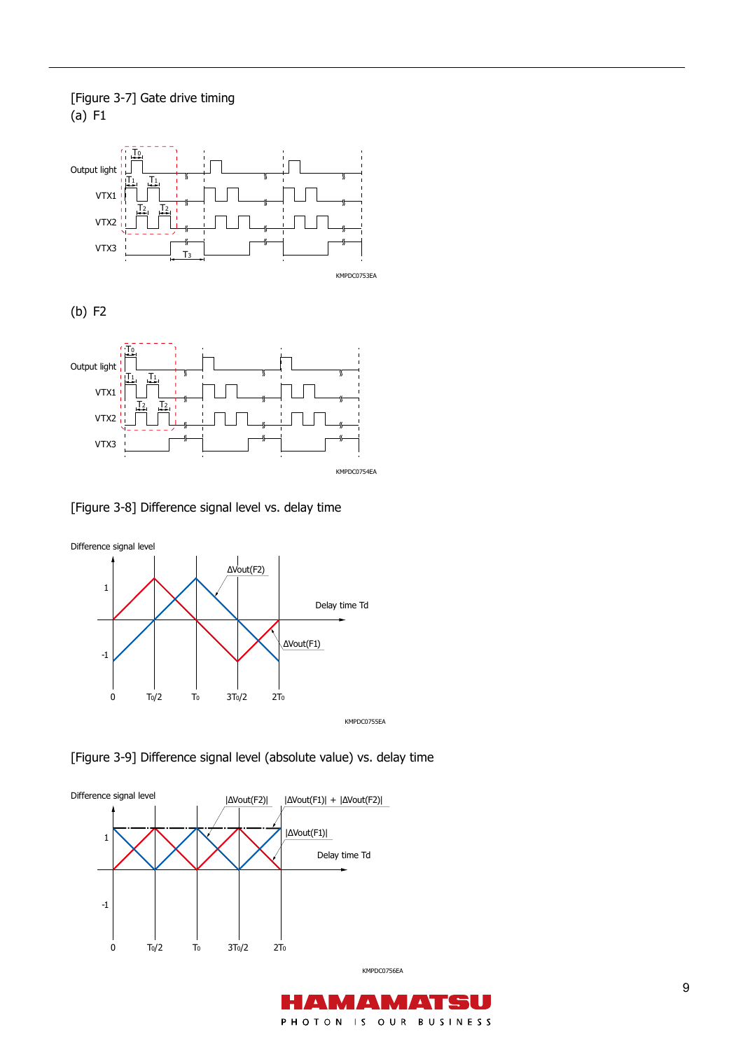[Figure 3-7] Gate drive timing

(a) F1

Output light

VTX1

VTX2

VTX3

$T_0$, $T_1$, $T_2$, $T_3$

KMPDC0753EA

(b) F2

Output light

VTX1

VTX2

VTX3

$T_0$, $T_1$, $T_2$

KMPDC0754EA

[Figure 3-8] Difference signal level vs. delay time

Difference signal level

ΔVout(F2)

ΔVout(F1)

Delay time Td

1, -1, 0, $T_0/2$, $T_0$, $3T_0/2$, $2T_0$

KMPDC0755EA

[Figure 3-9] Difference signal level (absolute value) vs. delay time

Difference signal level

|ΔVout(F2)|

|ΔVout(F1)| + |ΔVout(F2)|

|ΔVout(F1)|

Delay time Td

1, -1, 0, $T_0/2$, $T_0$, $3T_0/2$, $2T_0$

KMPDC0756EA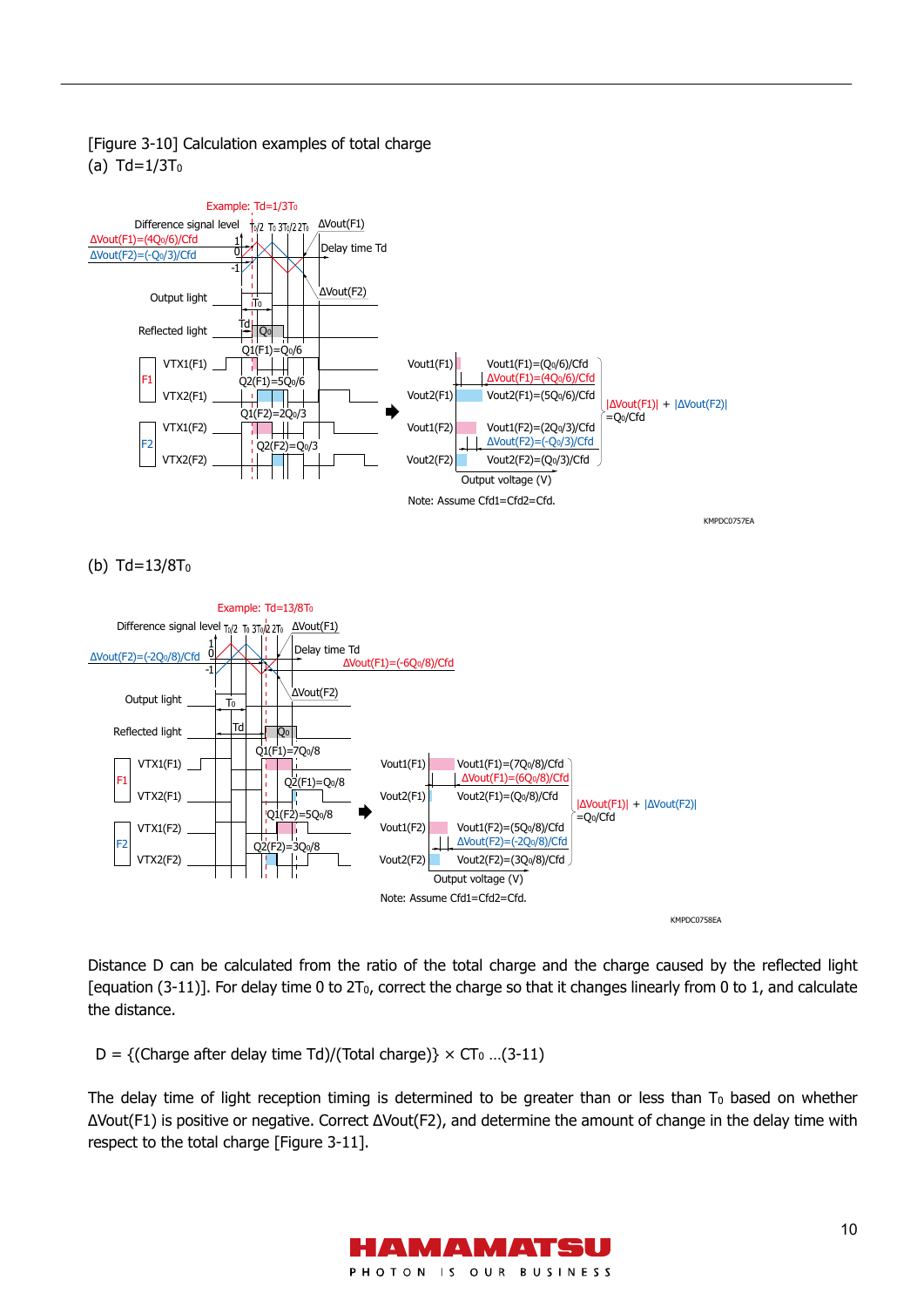[Figure 3-10] Calculation examples of total charge

(a) $Td=1/3T_0$

Example: $Td=1/3T_0$

Difference signal level

$\Delta Vout(F1)=(4Q_0/6)/Cfd$

$\Delta Vout(F2)=(-Q_0/3)/Cfd$

Output light

Reflected light

F1: VTX1(F1), VTX2(F1)

F2: VTX1(F2), VTX2(F2)

$Q1(F1)=Q_0/6$

$Q2(F1)=5Q_0/6$

$Q1(F2)=2Q_0/3$

$Q2(F2)=Q_0/3$

$Vout1(F1)=(Q_0/6)/Cfd$

$\Delta Vout(F1)=(4Q_0/6)/Cfd$

$Vout2(F1)=(5Q_0/6)/Cfd$

$Vout1(F2)=(2Q_0/3)/Cfd$

$\Delta Vout(F2)=(-Q_0/3)/Cfd$

$Vout2(F2)=(Q_0/3)/Cfd$

$|\Delta Vout(F1)| + |\Delta Vout(F2)| = Q_0/Cfd$

Output voltage (V)

Note: Assume Cfd1=Cfd2=Cfd.

KMPDC0757EA

(b) $Td=13/8T_0$

Example: $Td=13/8T_0$

Difference signal level

$\Delta Vout(F2)=(-2Q_0/8)/Cfd$

$\Delta Vout(F1)=(-6Q_0/8)/Cfd$

Output light

Reflected light

F1: VTX1(F1), VTX2(F1)

F2: VTX1(F2), VTX2(F2)

$Q1(F1)=7Q_0/8$

$Q2(F1)=Q_0/8$

$Q1(F2)=5Q_0/8$

$Q2(F2)=3Q_0/8$

$Vout1(F1)=(7Q_0/8)/Cfd$

$\Delta Vout(F1)=(6Q_0/8)/Cfd$

$Vout2(F1)=(Q_0/8)/Cfd$

$Vout1(F2)=(5Q_0/8)/Cfd$

$\Delta Vout(F2)=(-2Q_0/8)/Cfd$

$Vout2(F2)=(3Q_0/8)/Cfd$

$|\Delta Vout(F1)| + |\Delta Vout(F2)| = Q_0/Cfd$

Output voltage (V)

Note: Assume Cfd1=Cfd2=Cfd.

KMPDC0758EA

Distance D can be calculated from the ratio of the total charge and the charge caused by the reflected light [equation (3-11)]. For delay time 0 to $2T_0$, correct the charge so that it changes linearly from 0 to 1, and calculate the distance.

$$D = \{(\text{Charge after delay time Td})/(\text{Total charge})\} \times CT_0 \quad \text{...(3-11)}$$

The delay time of light reception timing is determined to be greater than or less than $T_0$ based on whether $\Delta Vout(F1)$ is positive or negative. Correct $\Delta Vout(F2)$, and determine the amount of change in the delay time with respect to the total charge [Figure 3-11].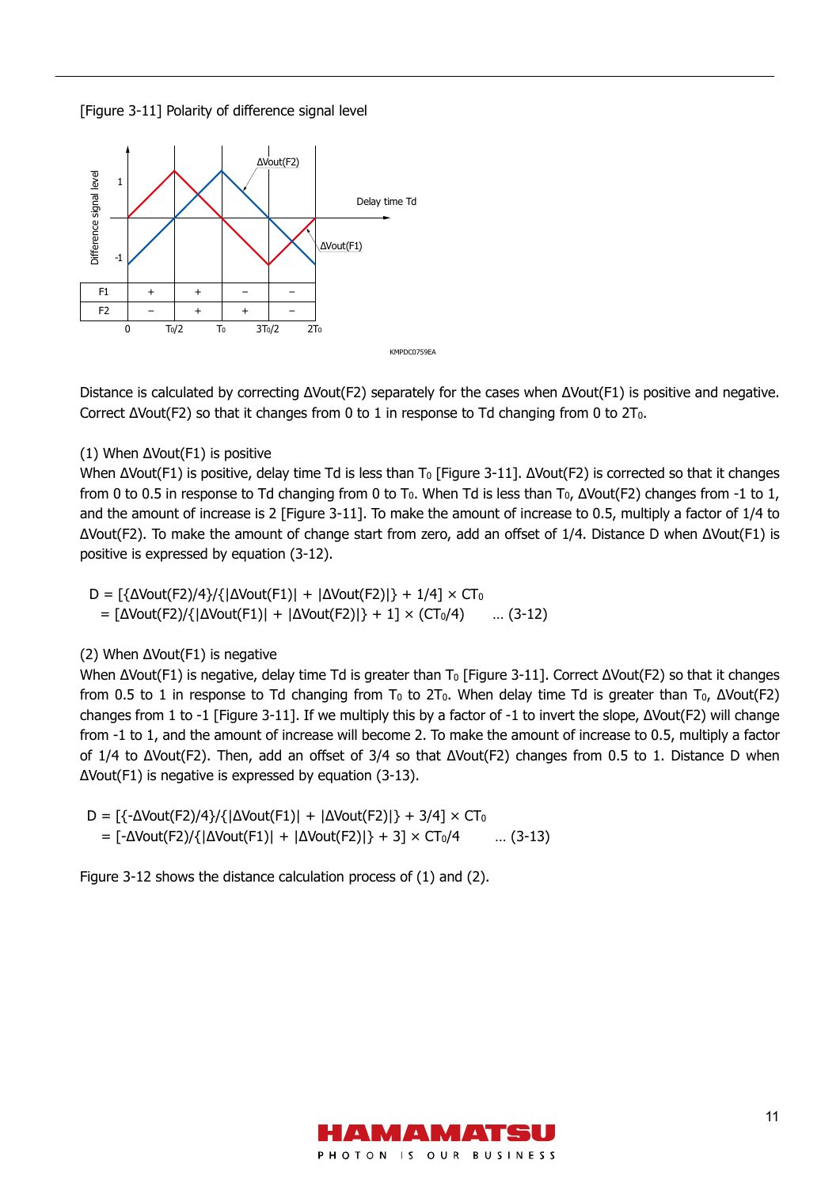[Figure 3-11] Polarity of difference signal level

| | 0 to $T_0/2$ | $T_0/2$ to $T_0$ | $T_0$ to $3T_0/2$ | $3T_0/2$ to $2T_0$ |
|---|---|---|---|---|
| F1 | + | + | − | − |
| F2 | − | + | + | − |

Distance is calculated by correcting ΔVout(F2) separately for the cases when ΔVout(F1) is positive and negative. Correct ΔVout(F2) so that it changes from 0 to 1 in response to Td changing from 0 to $2T_0$.

(1) When ΔVout(F1) is positive

When ΔVout(F1) is positive, delay time Td is less than $T_0$ [Figure 3-11]. ΔVout(F2) is corrected so that it changes from 0 to 0.5 in response to Td changing from 0 to $T_0$. When Td is less than $T_0$, ΔVout(F2) changes from -1 to 1, and the amount of increase is 2 [Figure 3-11]. To make the amount of increase to 0.5, multiply a factor of 1/4 to ΔVout(F2). To make the amount of change start from zero, add an offset of 1/4. Distance D when ΔVout(F1) is positive is expressed by equation (3-12).

$$D = [\{\Delta Vout(F2)/4\}/\{|\Delta Vout(F1)| + |\Delta Vout(F2)|\} + 1/4] \times CT_0$$
$$= [\Delta Vout(F2)/\{|\Delta Vout(F1)| + |\Delta Vout(F2)|\} + 1] \times (CT_0/4) \quad \text{… (3-12)}$$

(2) When ΔVout(F1) is negative

When ΔVout(F1) is negative, delay time Td is greater than $T_0$ [Figure 3-11]. Correct ΔVout(F2) so that it changes from 0.5 to 1 in response to Td changing from $T_0$ to $2T_0$. When delay time Td is greater than $T_0$, ΔVout(F2) changes from 1 to -1 [Figure 3-11]. If we multiply this by a factor of -1 to invert the slope, ΔVout(F2) will change from -1 to 1, and the amount of increase will become 2. To make the amount of increase to 0.5, multiply a factor of 1/4 to ΔVout(F2). Then, add an offset of 3/4 so that ΔVout(F2) changes from 0.5 to 1. Distance D when ΔVout(F1) is negative is expressed by equation (3-13).

$$D = [\{-\Delta Vout(F2)/4\}/\{|\Delta Vout(F1)| + |\Delta Vout(F2)|\} + 3/4] \times CT_0$$
$$= [-\Delta Vout(F2)/\{|\Delta Vout(F1)| + |\Delta Vout(F2)|\} + 3] \times CT_0/4 \quad \text{… (3-13)}$$

Figure 3-12 shows the distance calculation process of (1) and (2).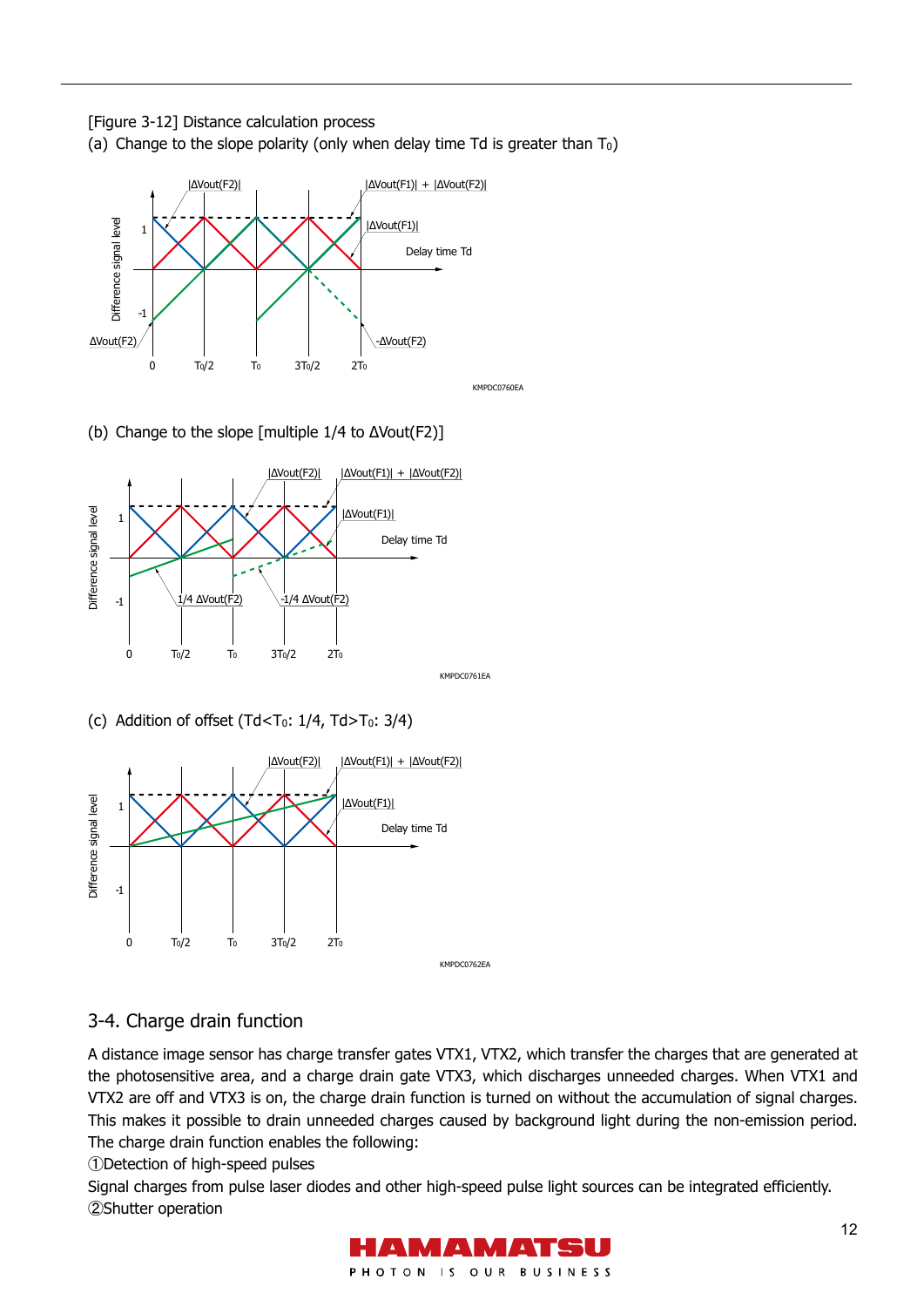[Figure 3-12] Distance calculation process

(a) Change to the slope polarity (only when delay time Td is greater than $T_0$)

(b) Change to the slope [multiple 1/4 to ΔVout(F2)]

(c) Addition of offset (Td<$T_0$: 1/4, Td>$T_0$: 3/4)

## 3-4. Charge drain function

A distance image sensor has charge transfer gates VTX1, VTX2, which transfer the charges that are generated at the photosensitive area, and a charge drain gate VTX3, which discharges unneeded charges. When VTX1 and VTX2 are off and VTX3 is on, the charge drain function is turned on without the accumulation of signal charges. This makes it possible to drain unneeded charges caused by background light during the non-emission period. The charge drain function enables the following:

①Detection of high-speed pulses

Signal charges from pulse laser diodes and other high-speed pulse light sources can be integrated efficiently.

②Shutter operation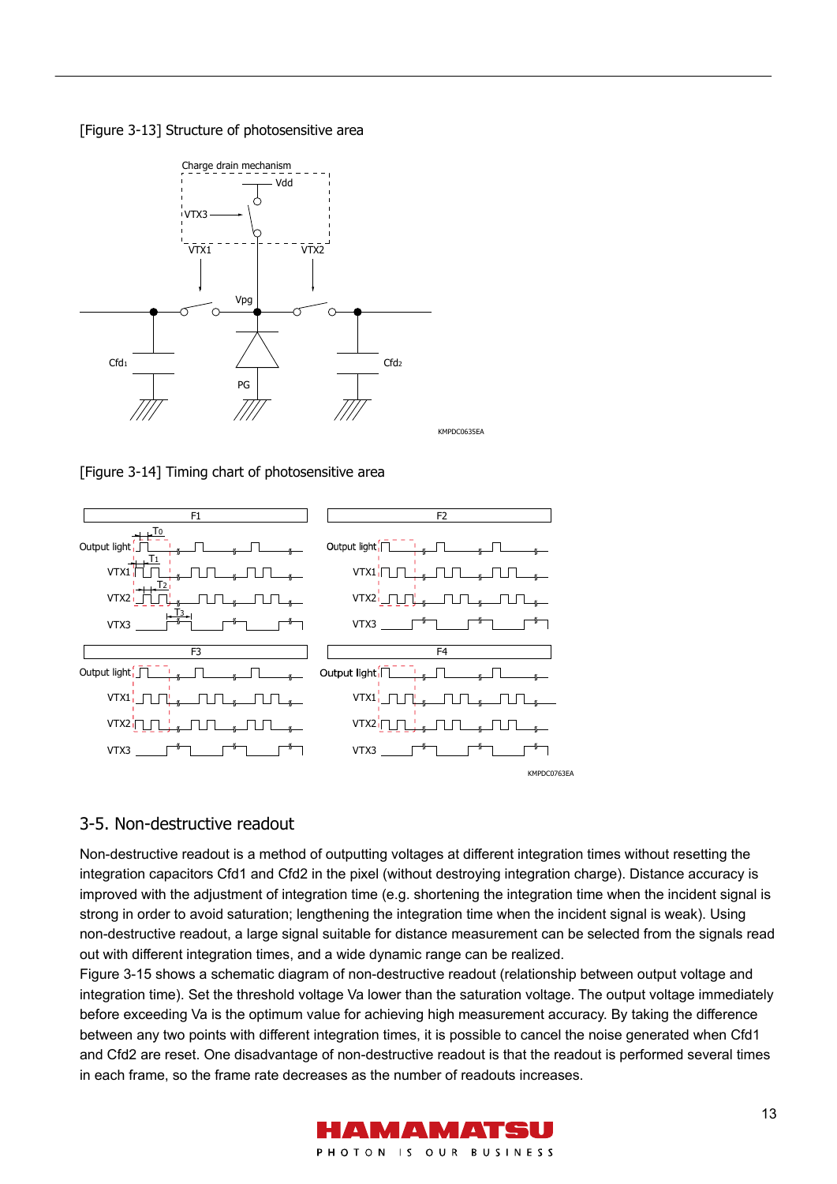[Figure 3-13] Structure of photosensitive area

[Figure 3-14] Timing chart of photosensitive area

## 3-5. Non-destructive readout

Non-destructive readout is a method of outputting voltages at different integration times without resetting the integration capacitors Cfd1 and Cfd2 in the pixel (without destroying integration charge). Distance accuracy is improved with the adjustment of integration time (e.g. shortening the integration time when the incident signal is strong in order to avoid saturation; lengthening the integration time when the incident signal is weak). Using non-destructive readout, a large signal suitable for distance measurement can be selected from the signals read out with different integration times, and a wide dynamic range can be realized.

Figure 3-15 shows a schematic diagram of non-destructive readout (relationship between output voltage and integration time). Set the threshold voltage Va lower than the saturation voltage. The output voltage immediately before exceeding Va is the optimum value for achieving high measurement accuracy. By taking the difference between any two points with different integration times, it is possible to cancel the noise generated when Cfd1 and Cfd2 are reset. One disadvantage of non-destructive readout is that the readout is performed several times in each frame, so the frame rate decreases as the number of readouts increases.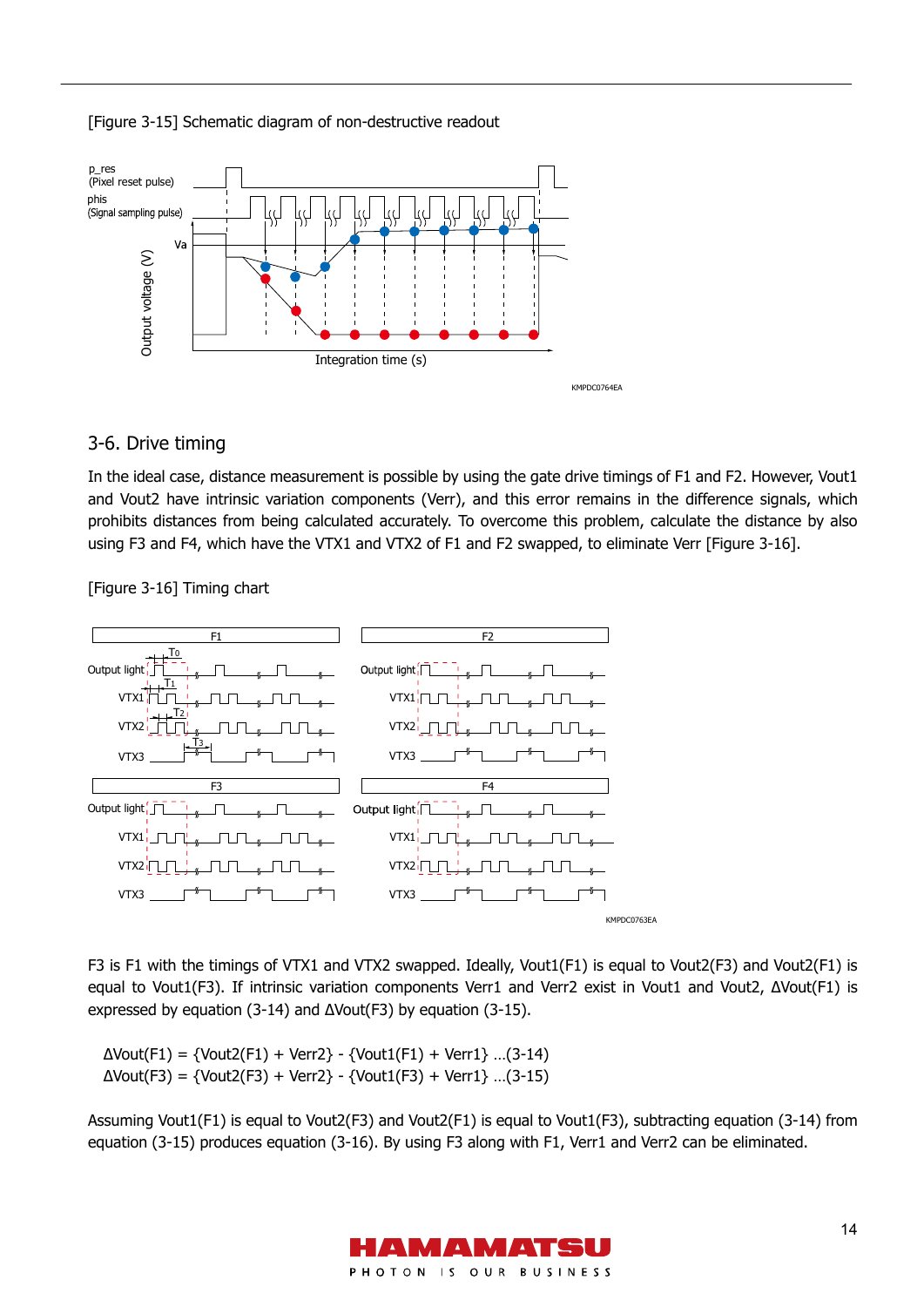[Figure 3-15] Schematic diagram of non-destructive readout

## 3-6. Drive timing

In the ideal case, distance measurement is possible by using the gate drive timings of F1 and F2. However, Vout1 and Vout2 have intrinsic variation components (Verr), and this error remains in the difference signals, which prohibits distances from being calculated accurately. To overcome this problem, calculate the distance by also using F3 and F4, which have the VTX1 and VTX2 of F1 and F2 swapped, to eliminate Verr [Figure 3-16].

[Figure 3-16] Timing chart

F3 is F1 with the timings of VTX1 and VTX2 swapped. Ideally, Vout1(F1) is equal to Vout2(F3) and Vout2(F1) is equal to Vout1(F3). If intrinsic variation components Verr1 and Verr2 exist in Vout1 and Vout2, ΔVout(F1) is expressed by equation (3-14) and ΔVout(F3) by equation (3-15).

$$\Delta Vout(F1) = \{Vout2(F1) + Verr2\} - \{Vout1(F1) + Verr1\} \quad \text{...(3-14)}$$

$$\Delta Vout(F3) = \{Vout2(F3) + Verr2\} - \{Vout1(F3) + Verr1\} \quad \text{...(3-15)}$$

Assuming Vout1(F1) is equal to Vout2(F3) and Vout2(F1) is equal to Vout1(F3), subtracting equation (3-14) from equation (3-15) produces equation (3-16). By using F3 along with F1, Verr1 and Verr2 can be eliminated.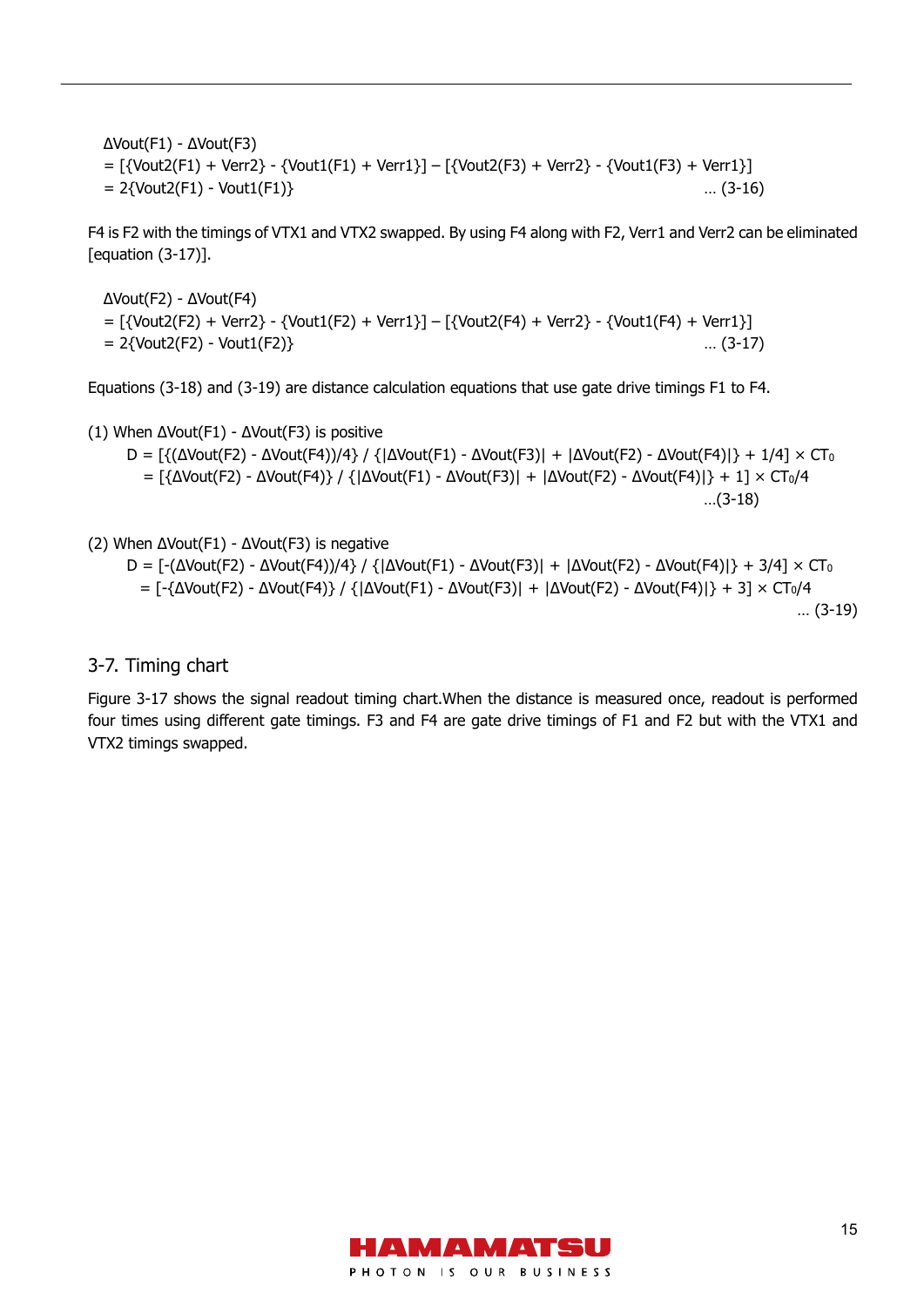$$
\begin{aligned}
&\Delta Vout(F1) - \Delta Vout(F3) \\
&= [\{Vout2(F1) + Verr2\} - \{Vout1(F1) + Verr1\}] - [\{Vout2(F3) + Verr2\} - \{Vout1(F3) + Verr1\}] \\
&= 2\{Vout2(F1) - Vout1(F1)\} \qquad \cdots (3\text{-}16)
\end{aligned}
$$

F4 is F2 with the timings of VTX1 and VTX2 swapped. By using F4 along with F2, Verr1 and Verr2 can be eliminated [equation (3-17)].

$$
\begin{aligned}
&\Delta Vout(F2) - \Delta Vout(F4) \\
&= [\{Vout2(F2) + Verr2\} - \{Vout1(F2) + Verr1\}] - [\{Vout2(F4) + Verr2\} - \{Vout1(F4) + Verr1\}] \\
&= 2\{Vout2(F2) - Vout1(F2)\} \qquad \cdots (3\text{-}17)
\end{aligned}
$$

Equations (3-18) and (3-19) are distance calculation equations that use gate drive timings F1 to F4.

(1) When ΔVout(F1) - ΔVout(F3) is positive

$$
\begin{aligned}
D &= [\{(\Delta Vout(F2) - \Delta Vout(F4))/4\} / \{|\Delta Vout(F1) - \Delta Vout(F3)| + |\Delta Vout(F2) - \Delta Vout(F4)|\} + 1/4] \times CT_0 \\
&= [\{\Delta Vout(F2) - \Delta Vout(F4)\} / \{|\Delta Vout(F1) - \Delta Vout(F3)| + |\Delta Vout(F2) - \Delta Vout(F4)|\} + 1] \times CT_0/4 \qquad \cdots (3\text{-}18)
\end{aligned}
$$

(2) When ΔVout(F1) - ΔVout(F3) is negative

$$
\begin{aligned}
D &= [-(\Delta Vout(F2) - \Delta Vout(F4))/4\} / \{|\Delta Vout(F1) - \Delta Vout(F3)| + |\Delta Vout(F2) - \Delta Vout(F4)|\} + 3/4] \times CT_0 \\
&= [-\{\Delta Vout(F2) - \Delta Vout(F4)\} / \{|\Delta Vout(F1) - \Delta Vout(F3)| + |\Delta Vout(F2) - \Delta Vout(F4)|\} + 3] \times CT_0/4 \qquad \cdots (3\text{-}19)
\end{aligned}
$$

## 3-7. Timing chart

Figure 3-17 shows the signal readout timing chart.When the distance is measured once, readout is performed four times using different gate timings. F3 and F4 are gate drive timings of F1 and F2 but with the VTX1 and VTX2 timings swapped.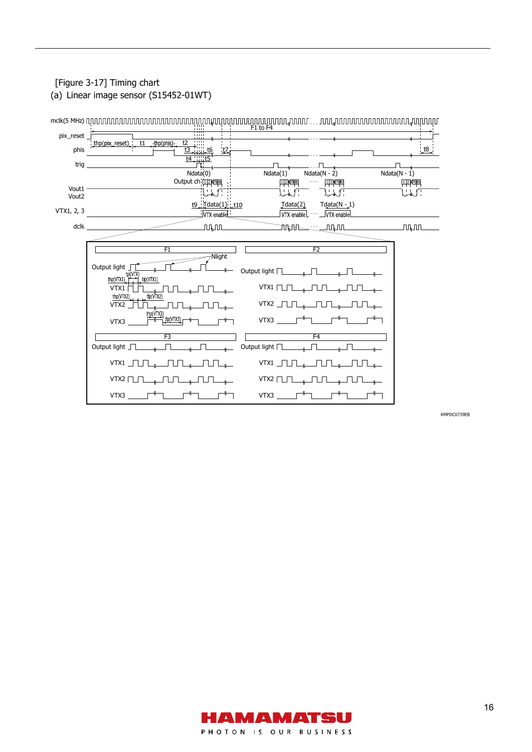[Figure 3-17] Timing chart

(a) Linear image sensor (S15452-01WT)

KMPDC0739EB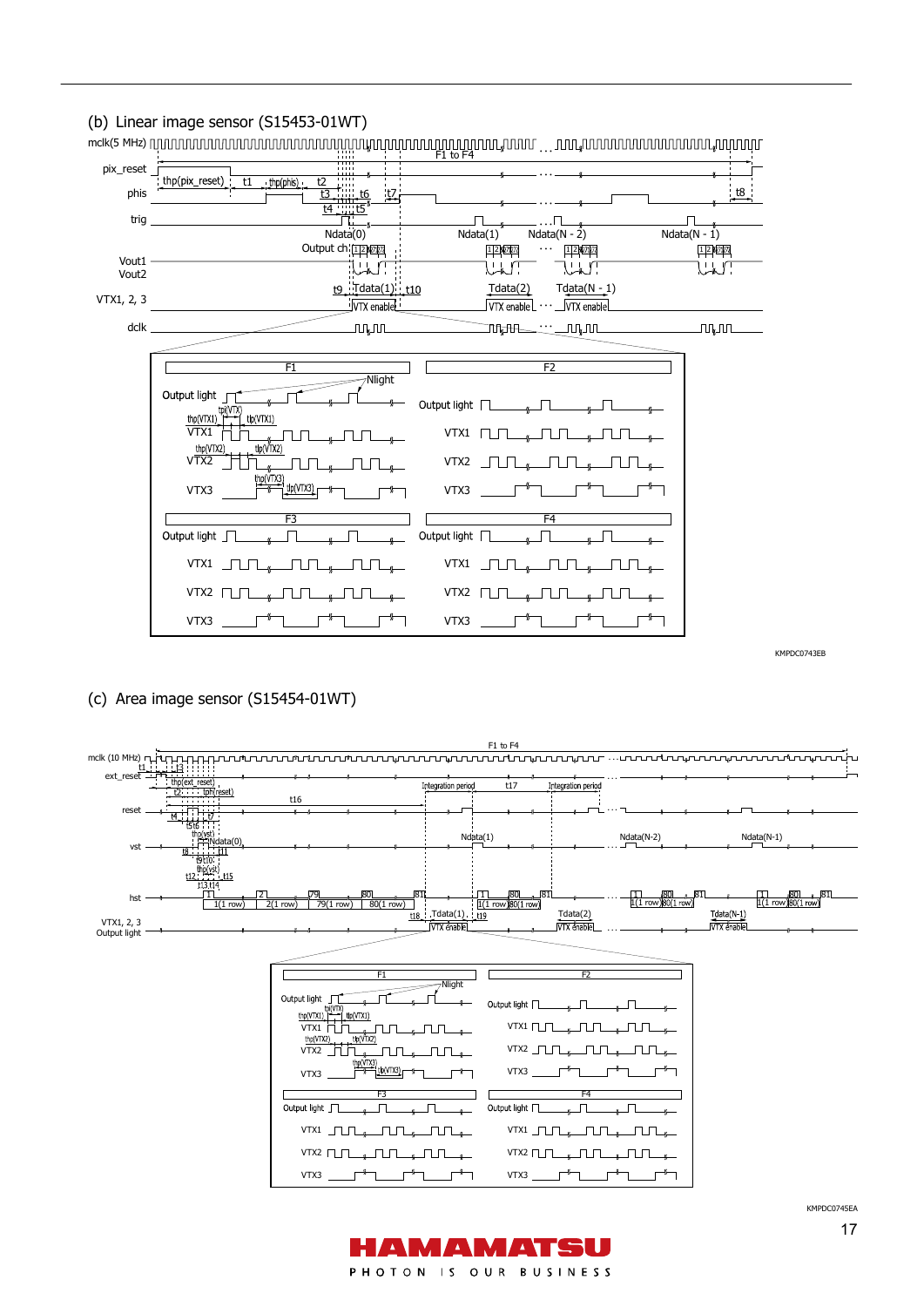(b) Linear image sensor (S15453-01WT)

KMPDC0743EB

(c) Area image sensor (S15454-01WT)

KMPDC0745EA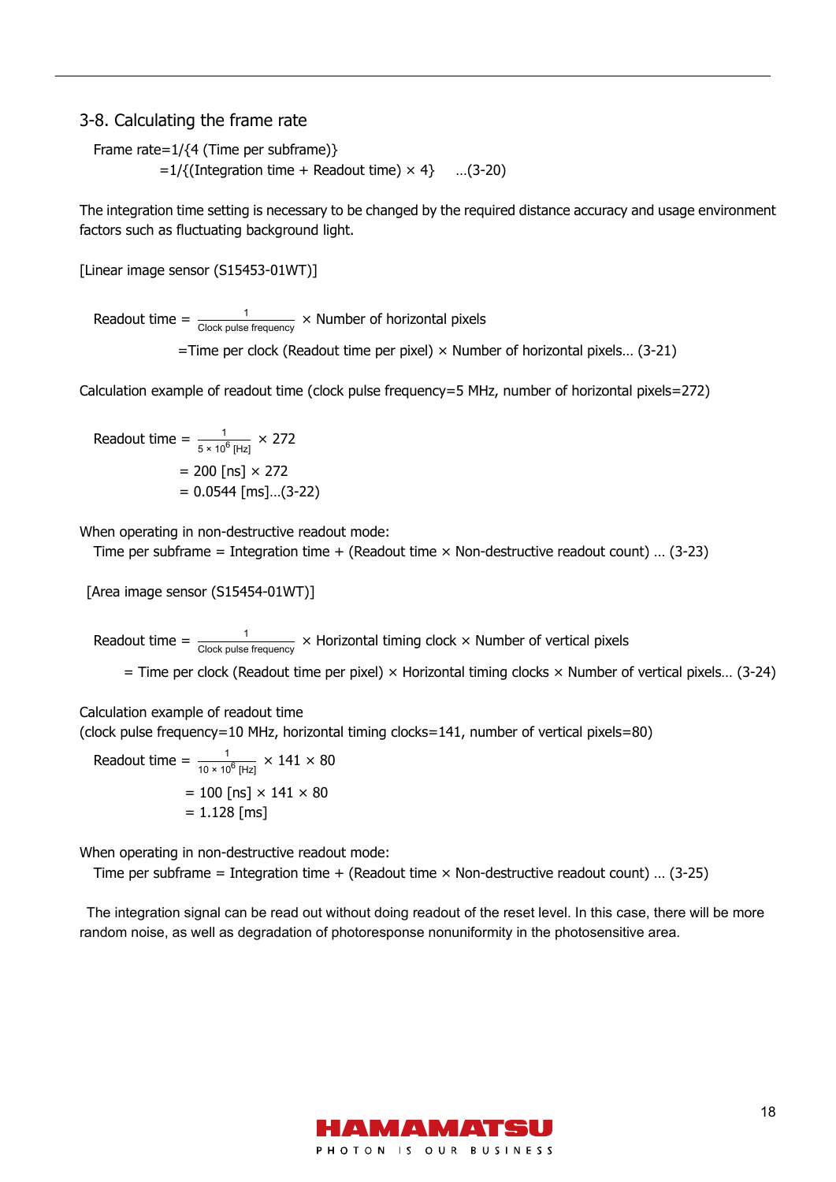## 3-8. Calculating the frame rate

Frame rate=1/{4 (Time per subframe)}
=1/{(Integration time + Readout time) × 4} …(3-20)

The integration time setting is necessary to be changed by the required distance accuracy and usage environment factors such as fluctuating background light.

[Linear image sensor (S15453-01WT)]

$$\text{Readout time} = \frac{1}{\text{Clock pulse frequency}} \times \text{Number of horizontal pixels}$$

=Time per clock (Readout time per pixel) × Number of horizontal pixels… (3-21)

Calculation example of readout time (clock pulse frequency=5 MHz, number of horizontal pixels=272)

$$\text{Readout time} = \frac{1}{5 \times 10^6\,[\text{Hz}]} \times 272$$

= 200 [ns] × 272
= 0.0544 [ms]…(3-22)

When operating in non-destructive readout mode:
Time per subframe = Integration time + (Readout time × Non-destructive readout count) … (3-23)

[Area image sensor (S15454-01WT)]

$$\text{Readout time} = \frac{1}{\text{Clock pulse frequency}} \times \text{Horizontal timing clock} \times \text{Number of vertical pixels}$$

= Time per clock (Readout time per pixel) × Horizontal timing clocks × Number of vertical pixels… (3-24)

Calculation example of readout time
(clock pulse frequency=10 MHz, horizontal timing clocks=141, number of vertical pixels=80)

$$\text{Readout time} = \frac{1}{10 \times 10^6\,[\text{Hz}]} \times 141 \times 80$$

= 100 [ns] × 141 × 80
= 1.128 [ms]

When operating in non-destructive readout mode:
Time per subframe = Integration time + (Readout time × Non-destructive readout count) … (3-25)

The integration signal can be read out without doing readout of the reset level. In this case, there will be more random noise, as well as degradation of photoresponse nonuniformity in the photosensitive area.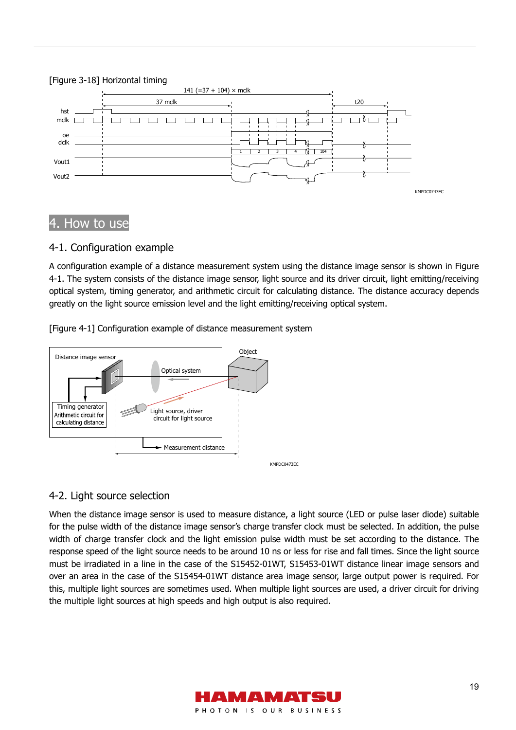[Figure 3-18] Horizontal timing

KMPDC0747EC

# 4. How to use

## 4-1. Configuration example

A configuration example of a distance measurement system using the distance image sensor is shown in Figure 4-1. The system consists of the distance image sensor, light source and its driver circuit, light emitting/receiving optical system, timing generator, and arithmetic circuit for calculating distance. The distance accuracy depends greatly on the light source emission level and the light emitting/receiving optical system.

[Figure 4-1] Configuration example of distance measurement system

KMPDC0473EC

## 4-2. Light source selection

When the distance image sensor is used to measure distance, a light source (LED or pulse laser diode) suitable for the pulse width of the distance image sensor's charge transfer clock must be selected. In addition, the pulse width of charge transfer clock and the light emission pulse width must be set according to the distance. The response speed of the light source needs to be around 10 ns or less for rise and fall times. Since the light source must be irradiated in a line in the case of the S15452-01WT, S15453-01WT distance linear image sensors and over an area in the case of the S15454-01WT distance area image sensor, large output power is required. For this, multiple light sources are sometimes used. When multiple light sources are used, a driver circuit for driving the multiple light sources at high speeds and high output is also required.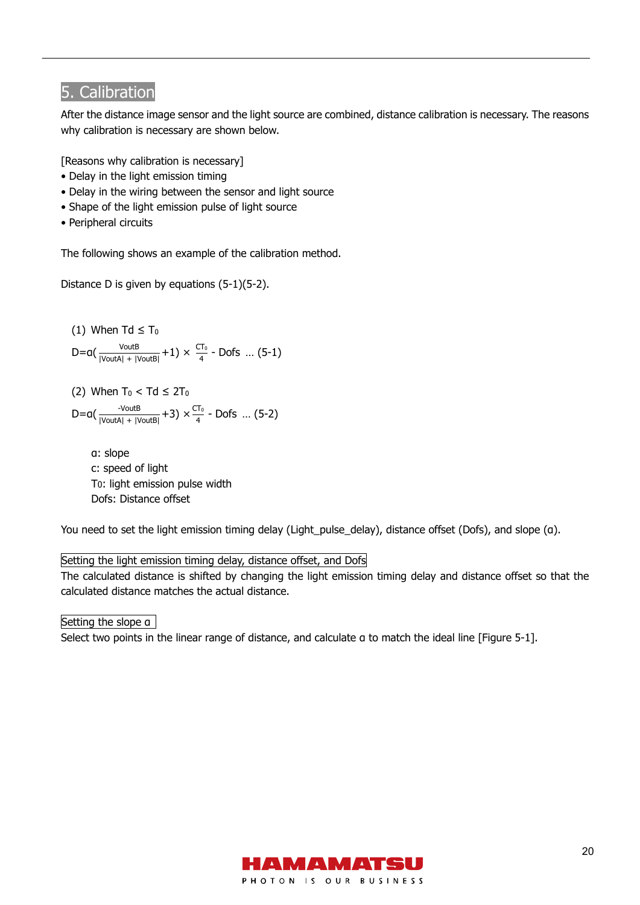## 5. Calibration

After the distance image sensor and the light source are combined, distance calibration is necessary. The reasons why calibration is necessary are shown below.

[Reasons why calibration is necessary]

- Delay in the light emission timing
- Delay in the wiring between the sensor and light source
- Shape of the light emission pulse of light source
- Peripheral circuits

The following shows an example of the calibration method.

Distance D is given by equations (5-1)(5-2).

(1) When $Td \leq T_0$

$$D=\alpha\left(\frac{VoutB}{|VoutA|+|VoutB|}+1\right)\times\frac{cT_0}{4}-Dofs \quad \ldots (5\text{-}1)$$

(2) When $T_0 < Td \leq 2T_0$

$$D=\alpha\left(\frac{-VoutB}{|VoutA|+|VoutB|}+3\right)\times\frac{cT_0}{4}-Dofs \quad \ldots (5\text{-}2)$$

α: slope
c: speed of light
$T_0$: light emission pulse width
Dofs: Distance offset

You need to set the light emission timing delay (Light_pulse_delay), distance offset (Dofs), and slope (α).

**Setting the light emission timing delay, distance offset, and Dofs**

The calculated distance is shifted by changing the light emission timing delay and distance offset so that the calculated distance matches the actual distance.

**Setting the slope α**

Select two points in the linear range of distance, and calculate α to match the ideal line [Figure 5-1].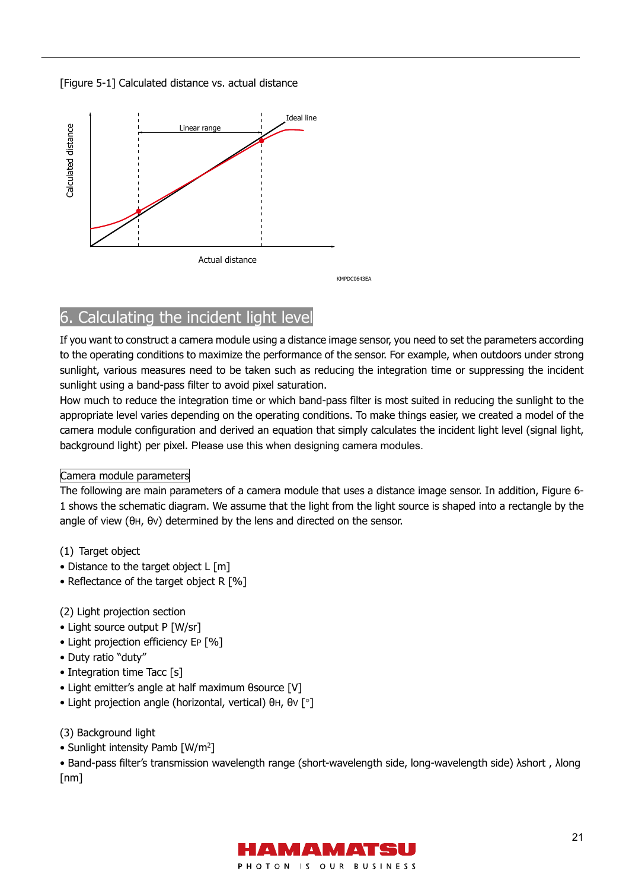[Figure 5-1] Calculated distance vs. actual distance

# 6. Calculating the incident light level

If you want to construct a camera module using a distance image sensor, you need to set the parameters according to the operating conditions to maximize the performance of the sensor. For example, when outdoors under strong sunlight, various measures need to be taken such as reducing the integration time or suppressing the incident sunlight using a band-pass filter to avoid pixel saturation.

How much to reduce the integration time or which band-pass filter is most suited in reducing the sunlight to the appropriate level varies depending on the operating conditions. To make things easier, we created a model of the camera module configuration and derived an equation that simply calculates the incident light level (signal light, background light) per pixel. Please use this when designing camera modules.

## Camera module parameters

The following are main parameters of a camera module that uses a distance image sensor. In addition, Figure 6-1 shows the schematic diagram. We assume that the light from the light source is shaped into a rectangle by the angle of view ($\theta_H$, $\theta_V$) determined by the lens and directed on the sensor.

(1) Target object

- Distance to the target object L [m]
- Reflectance of the target object R [%]

(2) Light projection section

- Light source output P [W/sr]
- Light projection efficiency $E_P$ [%]
- Duty ratio "duty"
- Integration time Tacc [s]
- Light emitter's angle at half maximum θsource [V]
- Light projection angle (horizontal, vertical) $\theta_H$, $\theta_V$ [°]

(3) Background light

- Sunlight intensity Pamb [W/m$^2$]
- Band-pass filter's transmission wavelength range (short-wavelength side, long-wavelength side) λshort , λlong [nm]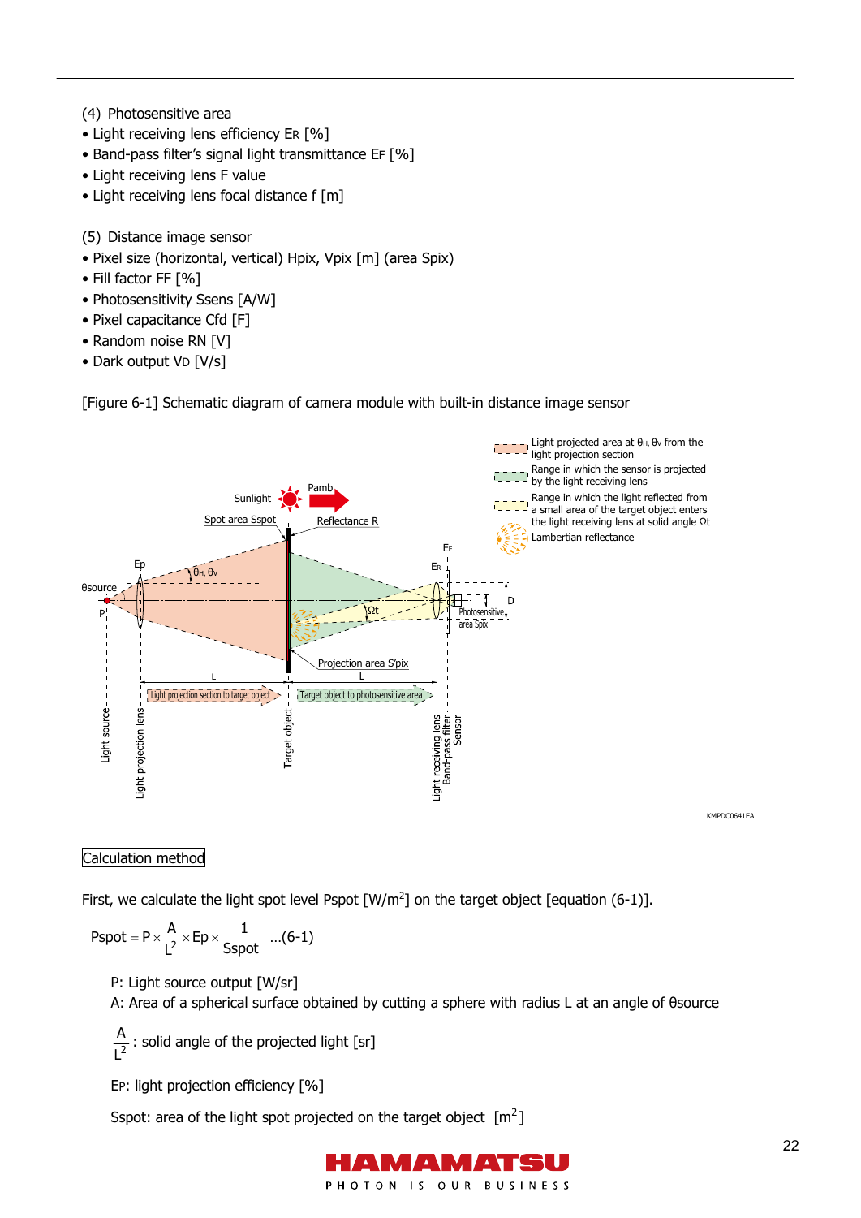(4) Photosensitive area

- Light receiving lens efficiency $E_R$ [%]
- Band-pass filter's signal light transmittance $E_F$ [%]
- Light receiving lens F value
- Light receiving lens focal distance f [m]

(5) Distance image sensor

- Pixel size (horizontal, vertical) Hpix, Vpix [m] (area Spix)
- Fill factor FF [%]
- Photosensitivity Ssens [A/W]
- Pixel capacitance Cfd [F]
- Random noise RN [V]
- Dark output $V_D$ [V/s]

[Figure 6-1] Schematic diagram of camera module with built-in distance image sensor

Calculation method

First, we calculate the light spot level Pspot [W/m²] on the target object [equation (6-1)].

$$\text{Pspot} = \text{P} \times \frac{\text{A}}{\text{L}^2} \times \text{Ep} \times \frac{1}{\text{Sspot}} \quad \text{...(6-1)}$$

P: Light source output [W/sr]

A: Area of a spherical surface obtained by cutting a sphere with radius L at an angle of θsource

$\frac{\text{A}}{\text{L}^2}$ : solid angle of the projected light [sr]

$E_P$: light projection efficiency [%]

Sspot: area of the light spot projected on the target object [m²]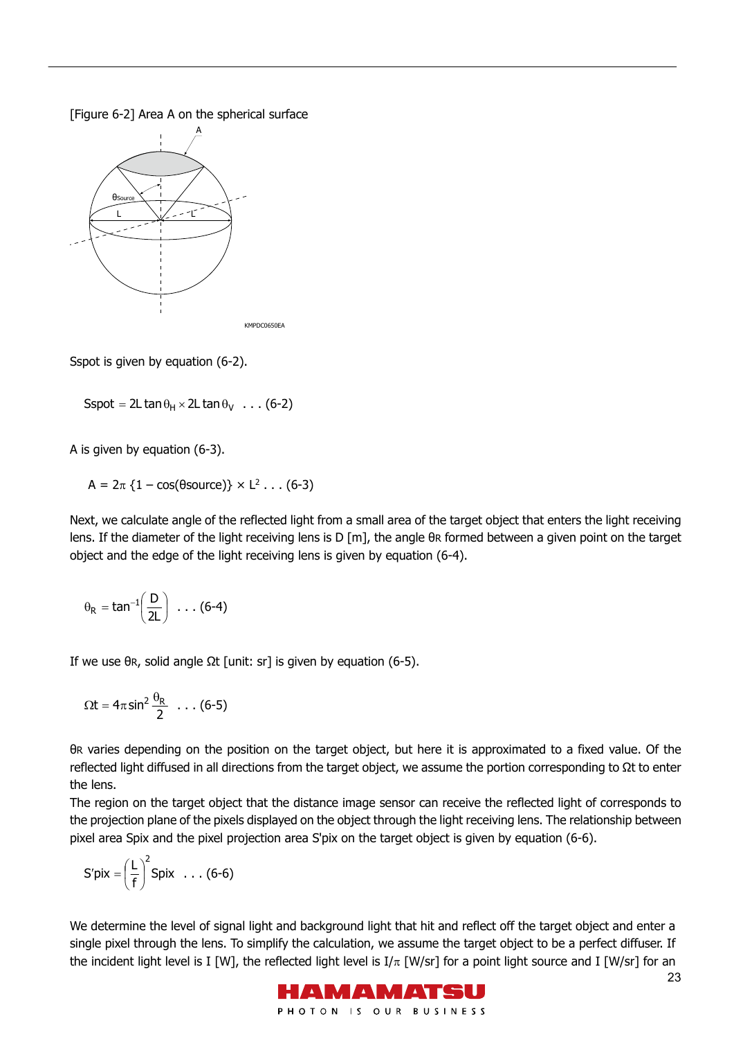[Figure 6-2] Area A on the spherical surface

Sspot is given by equation (6-2).

$$\text{Sspot} = 2L\tan\theta_H \times 2L\tan\theta_V \quad . . . (6\text{-}2)$$

A is given by equation (6-3).

$$A = 2\pi\{1 - \cos(\theta\text{source})\} \times L^2 \quad . . . (6\text{-}3)$$

Next, we calculate angle of the reflected light from a small area of the target object that enters the light receiving lens. If the diameter of the light receiving lens is D [m], the angle $\theta_R$ formed between a given point on the target object and the edge of the light receiving lens is given by equation (6-4).

$$\theta_R = \tan^{-1}\left(\frac{D}{2L}\right) \quad . . . (6\text{-}4)$$

If we use $\theta_R$, solid angle $\Omega t$ [unit: sr] is given by equation (6-5).

$$\Omega t = 4\pi \sin^2\frac{\theta_R}{2} \quad . . . (6\text{-}5)$$

$\theta_R$ varies depending on the position on the target object, but here it is approximated to a fixed value. Of the reflected light diffused in all directions from the target object, we assume the portion corresponding to $\Omega t$ to enter the lens.

The region on the target object that the distance image sensor can receive the reflected light of corresponds to the projection plane of the pixels displayed on the object through the light receiving lens. The relationship between pixel area Spix and the pixel projection area S'pix on the target object is given by equation (6-6).

$$S'\text{pix} = \left(\frac{L}{f}\right)^2 \text{Spix} \quad . . . (6\text{-}6)$$

We determine the level of signal light and background light that hit and reflect off the target object and enter a single pixel through the lens. To simplify the calculation, we assume the target object to be a perfect diffuser. If the incident light level is I [W], the reflected light level is $I/\pi$ [W/sr] for a point light source and I [W/sr] for an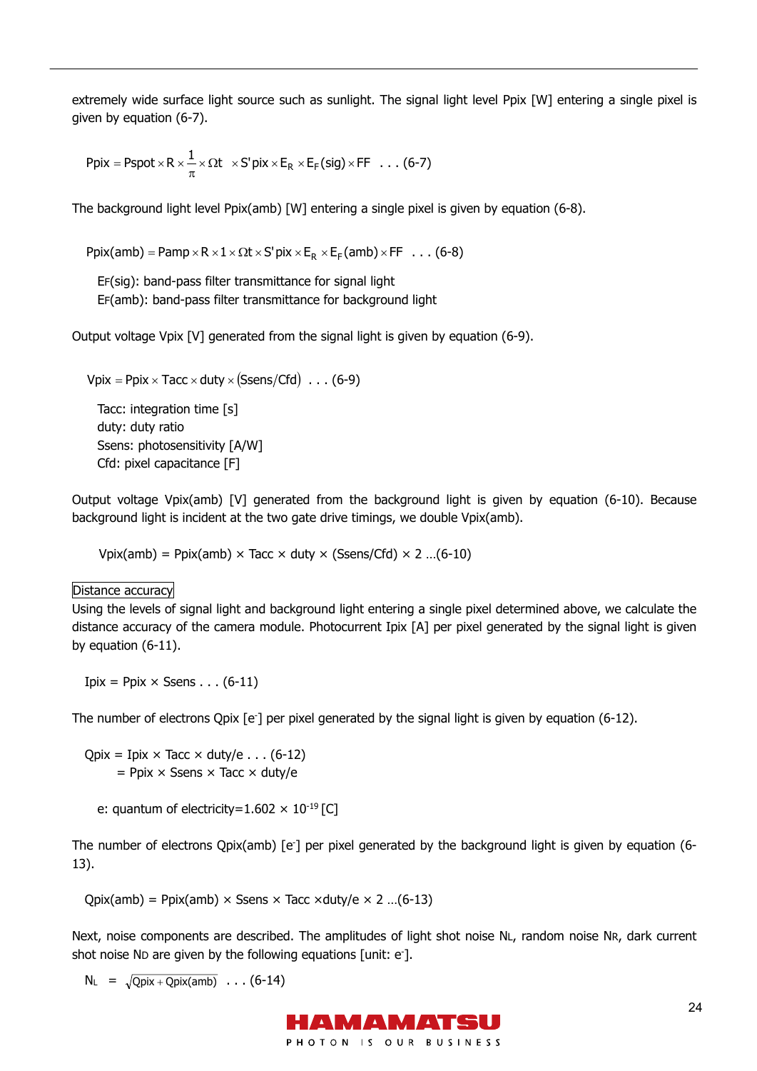extremely wide surface light source such as sunlight. The signal light level Ppix [W] entering a single pixel is given by equation (6-7).

$$\text{Ppix} = \text{Pspot} \times R \times \frac{1}{\pi} \times \Omega t \times S'\text{pix} \times E_R \times E_F(\text{sig}) \times FF \quad . . . (6\text{-}7)$$

The background light level Ppix(amb) [W] entering a single pixel is given by equation (6-8).

$$\text{Ppix(amb)} = \text{Pamp} \times R \times 1 \times \Omega t \times S'\text{pix} \times E_R \times E_F(\text{amb}) \times FF \quad . . . (6\text{-}8)$$

$E_F$(sig): band-pass filter transmittance for signal light
$E_F$(amb): band-pass filter transmittance for background light

Output voltage Vpix [V] generated from the signal light is given by equation (6-9).

$$\text{Vpix} = \text{Ppix} \times \text{Tacc} \times \text{duty} \times (\text{Ssens}/\text{Cfd}) \quad . . . (6\text{-}9)$$

Tacc: integration time [s]
duty: duty ratio
Ssens: photosensitivity [A/W]
Cfd: pixel capacitance [F]

Output voltage Vpix(amb) [V] generated from the background light is given by equation (6-10). Because background light is incident at the two gate drive timings, we double Vpix(amb).

$$\text{Vpix(amb)} = \text{Ppix(amb)} \times \text{Tacc} \times \text{duty} \times (\text{Ssens}/\text{Cfd}) \times 2 \quad ...(6\text{-}10)$$

Distance accuracy

Using the levels of signal light and background light entering a single pixel determined above, we calculate the distance accuracy of the camera module. Photocurrent Ipix [A] per pixel generated by the signal light is given by equation (6-11).

$$\text{Ipix} = \text{Ppix} \times \text{Ssens} \quad . . . (6\text{-}11)$$

The number of electrons Qpix [$e^-$] per pixel generated by the signal light is given by equation (6-12).

$$\begin{aligned}\text{Qpix} &= \text{Ipix} \times \text{Tacc} \times \text{duty}/e \quad . . . (6\text{-}12)\\ &= \text{Ppix} \times \text{Ssens} \times \text{Tacc} \times \text{duty}/e\end{aligned}$$

e: quantum of electricity=$1.602 \times 10^{-19}$ [C]

The number of electrons Qpix(amb) [$e^-$] per pixel generated by the background light is given by equation (6-13).

$$\text{Qpix(amb)} = \text{Ppix(amb)} \times \text{Ssens} \times \text{Tacc} \times \text{duty}/e \times 2 \quad ...(6\text{-}13)$$

Next, noise components are described. The amplitudes of light shot noise $N_L$, random noise $N_R$, dark current shot noise $N_D$ are given by the following equations [unit: $e^-$].

$$N_L = \sqrt{\text{Qpix} + \text{Qpix(amb)}} \quad . . . (6\text{-}14)$$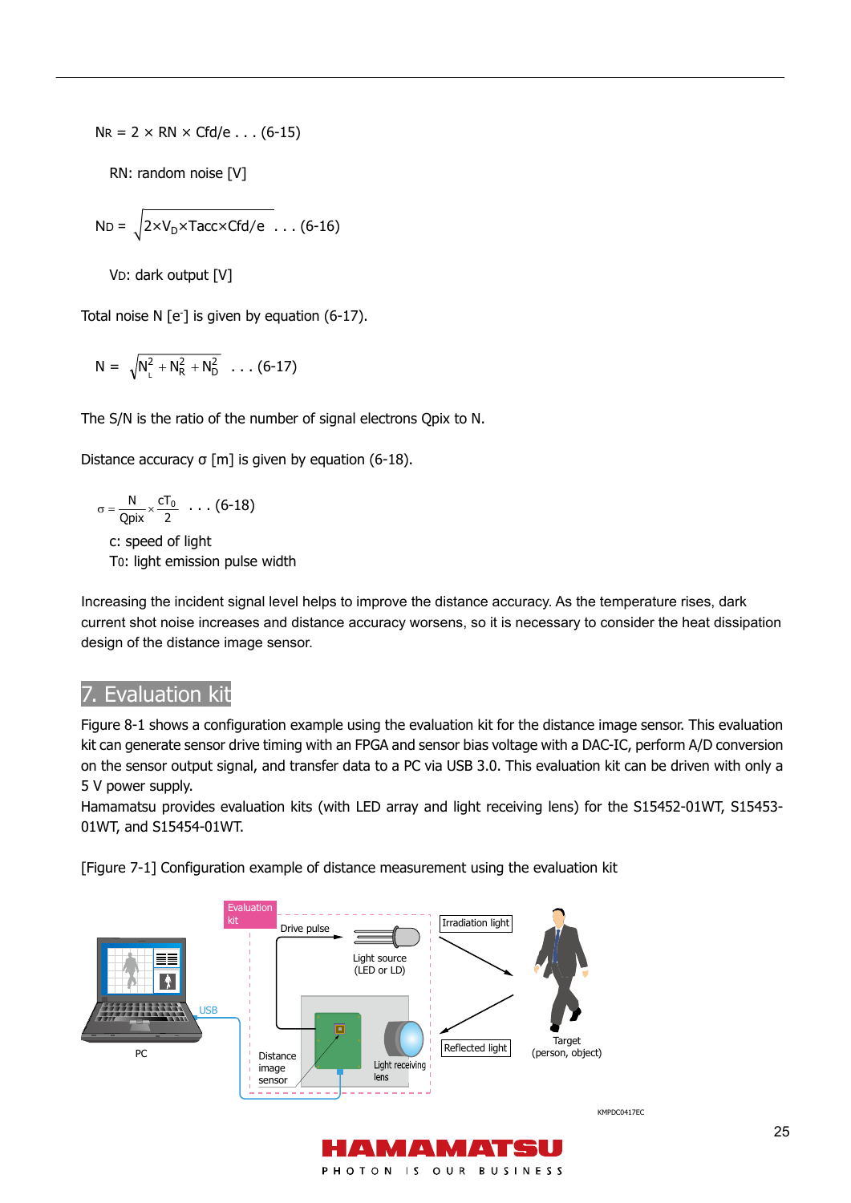$$N_R = 2 \times RN \times Cfd/e \quad ... \text{(6-15)}$$

RN: random noise [V]

$$N_D = \sqrt{2 \times V_D \times Tacc \times Cfd/e} \quad ... \text{(6-16)}$$

$V_D$: dark output [V]

Total noise N [$e^-$] is given by equation (6-17).

$$N = \sqrt{N_L^2 + N_R^2 + N_D^2} \quad ... \text{(6-17)}$$

The S/N is the ratio of the number of signal electrons Qpix to N.

Distance accuracy σ [m] is given by equation (6-18).

$$\sigma = \frac{N}{Qpix} \times \frac{cT_0}{2} \quad ... \text{(6-18)}$$

c: speed of light
$T_0$: light emission pulse width

Increasing the incident signal level helps to improve the distance accuracy. As the temperature rises, dark current shot noise increases and distance accuracy worsens, so it is necessary to consider the heat dissipation design of the distance image sensor.

## 7. Evaluation kit

Figure 8-1 shows a configuration example using the evaluation kit for the distance image sensor. This evaluation kit can generate sensor drive timing with an FPGA and sensor bias voltage with a DAC-IC, perform A/D conversion on the sensor output signal, and transfer data to a PC via USB 3.0. This evaluation kit can be driven with only a 5 V power supply.
Hamamatsu provides evaluation kits (with LED array and light receiving lens) for the S15452-01WT, S15453-01WT, and S15454-01WT.

[Figure 7-1] Configuration example of distance measurement using the evaluation kit

Evaluation kit | Drive pulse | Light source (LED or LD) | Irradiation light | Reflected light | Target (person, object) | PC | USB | Distance image sensor | Light receiving lens

KMPDC0417EC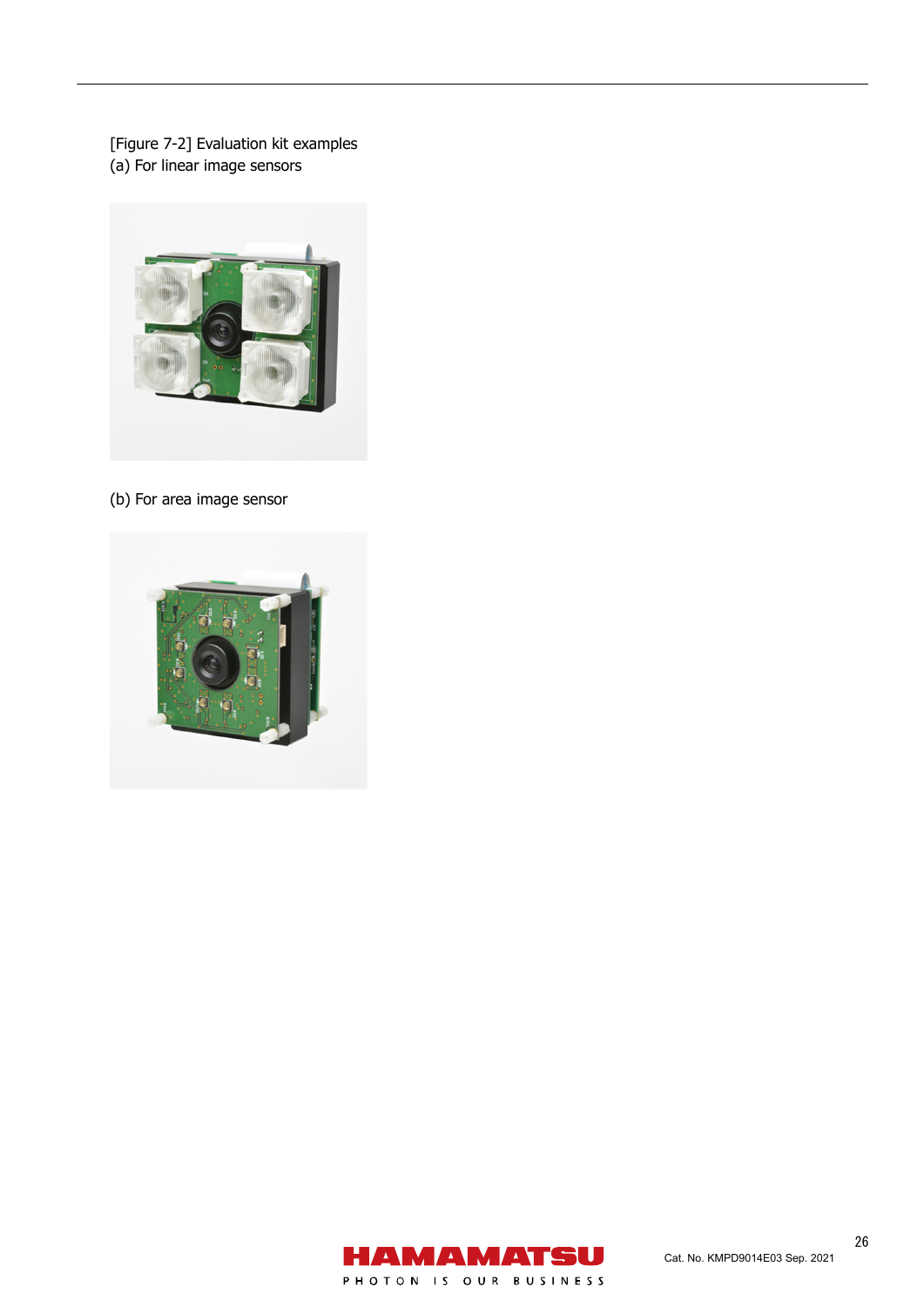[Figure 7-2] Evaluation kit examples

(a) For linear image sensors

(b) For area image sensor

Cat. No. KMPD9014E03 Sep. 2021